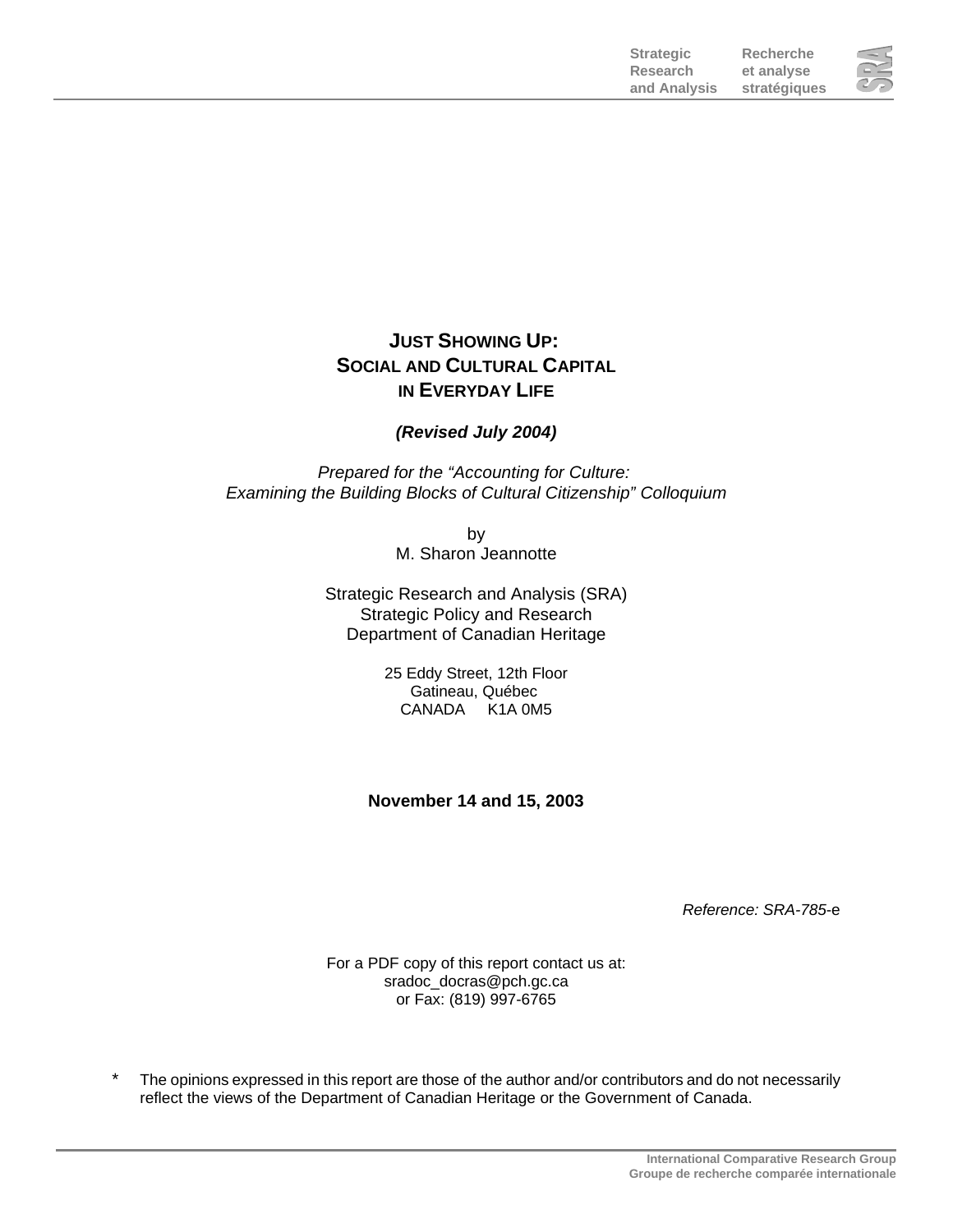Strategic Research and Analysis — Recherche et analyse stratégiques

# JUST SHOWING UP: SOCIAL AND CULTURAL CAPITAL IN EVERYDAY LIFE

***(Revised July 2004)***

*Prepared for the "Accounting for Culture: Examining the Building Blocks of Cultural Citizenship" Colloquium*

by
M. Sharon Jeannotte

Strategic Research and Analysis (SRA)
Strategic Policy and Research
Department of Canadian Heritage

25 Eddy Street, 12th Floor
Gatineau, Québec
CANADA K1A 0M5

**November 14 and 15, 2003**

*Reference: SRA-785*-e

For a PDF copy of this report contact us at:
sradoc_docras@pch.gc.ca
or Fax: (819) 997-6765

\* The opinions expressed in this report are those of the author and/or contributors and do not necessarily reflect the views of the Department of Canadian Heritage or the Government of Canada.

International Comparative Research Group
Groupe de recherche comparée internationale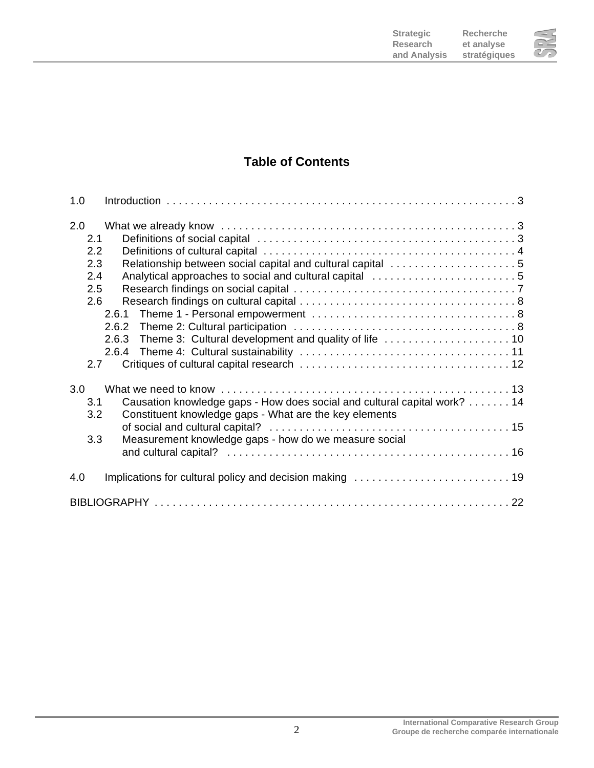# Table of Contents

1.0 Introduction . . . . . . . . . . . . . . . . . . . . . . . . . . . . . . . . . . . . . . . . . . . . . . . . . . . . . . . . . . 3

2.0 What we already know . . . . . . . . . . . . . . . . . . . . . . . . . . . . . . . . . . . . . . . . . . . . . . . . . 3
- 2.1 Definitions of social capital . . . . . . . . . . . . . . . . . . . . . . . . . . . . . . . . . . . . . . . . . . 3
- 2.2 Definitions of cultural capital . . . . . . . . . . . . . . . . . . . . . . . . . . . . . . . . . . . . . . . . . 4
- 2.3 Relationship between social capital and cultural capital . . . . . . . . . . . . . . . . . . . . . 5
- 2.4 Analytical approaches to social and cultural capital . . . . . . . . . . . . . . . . . . . . . . . . 5
- 2.5 Research findings on social capital . . . . . . . . . . . . . . . . . . . . . . . . . . . . . . . . . . . . 7
- 2.6 Research findings on cultural capital . . . . . . . . . . . . . . . . . . . . . . . . . . . . . . . . . . . 8
  - 2.6.1 Theme 1 - Personal empowerment . . . . . . . . . . . . . . . . . . . . . . . . . . . . . . . . . 8
  - 2.6.2 Theme 2: Cultural participation . . . . . . . . . . . . . . . . . . . . . . . . . . . . . . . . . . . . 8
  - 2.6.3 Theme 3: Cultural development and quality of life . . . . . . . . . . . . . . . . . . . . . 10
  - 2.6.4 Theme 4: Cultural sustainability . . . . . . . . . . . . . . . . . . . . . . . . . . . . . . . . . . 11
- 2.7 Critiques of cultural capital research . . . . . . . . . . . . . . . . . . . . . . . . . . . . . . . . . . 12

3.0 What we need to know . . . . . . . . . . . . . . . . . . . . . . . . . . . . . . . . . . . . . . . . . . . . . . . . 13
- 3.1 Causation knowledge gaps - How does social and cultural capital work? . . . . . . . 14
- 3.2 Constituent knowledge gaps - What are the key elements of social and cultural capital? . . . . . . . . . . . . . . . . . . . . . . . . . . . . . . . . . . . . . . . 15
- 3.3 Measurement knowledge gaps - how do we measure social and cultural capital? . . . . . . . . . . . . . . . . . . . . . . . . . . . . . . . . . . . . . . . . . . . . . . 16

4.0 Implications for cultural policy and decision making . . . . . . . . . . . . . . . . . . . . . . . . . . 19

BIBLIOGRAPHY . . . . . . . . . . . . . . . . . . . . . . . . . . . . . . . . . . . . . . . . . . . . . . . . . . . . . . . . . . 22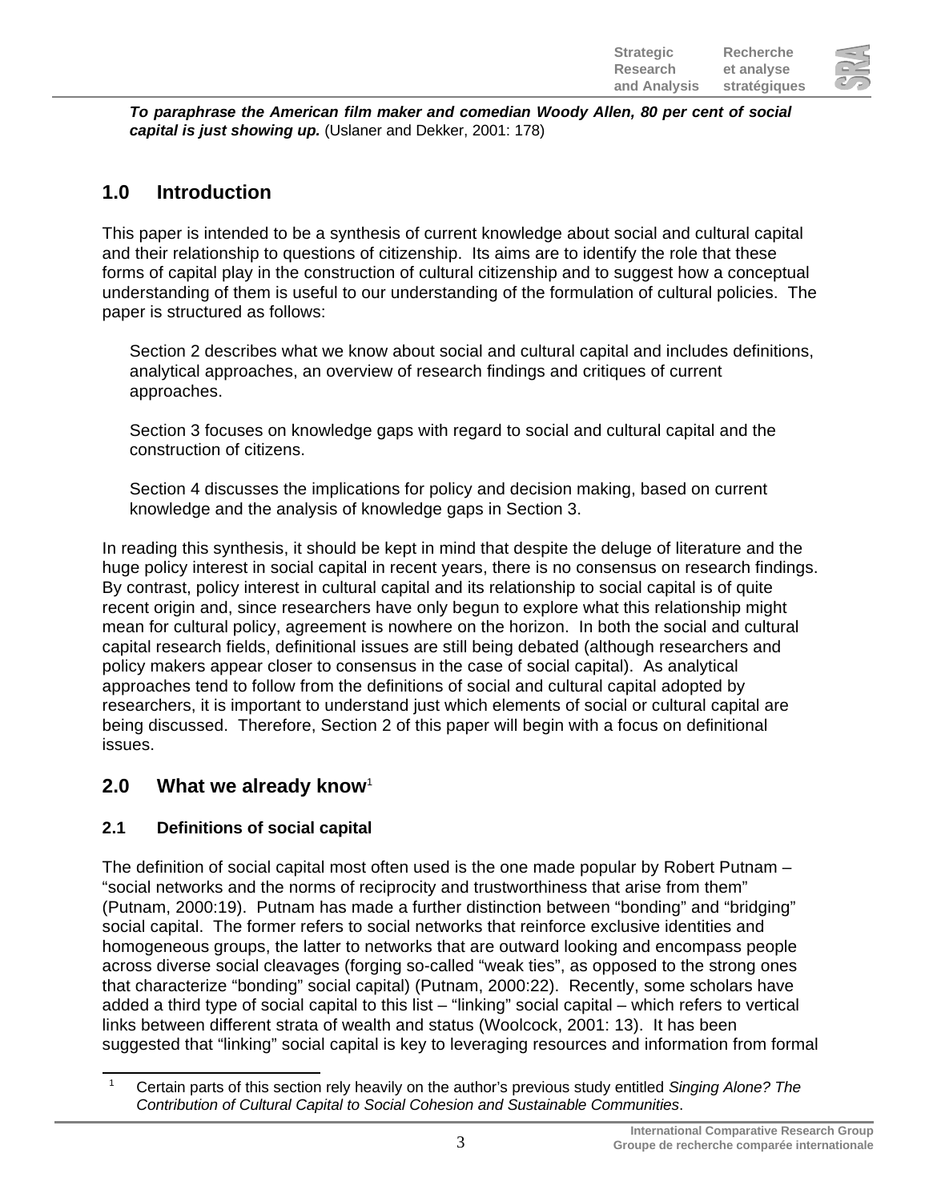***To paraphrase the American film maker and comedian Woody Allen, 80 per cent of social capital is just showing up.*** (Uslaner and Dekker, 2001: 178)

## 1.0 Introduction

This paper is intended to be a synthesis of current knowledge about social and cultural capital and their relationship to questions of citizenship. Its aims are to identify the role that these forms of capital play in the construction of cultural citizenship and to suggest how a conceptual understanding of them is useful to our understanding of the formulation of cultural policies. The paper is structured as follows:

Section 2 describes what we know about social and cultural capital and includes definitions, analytical approaches, an overview of research findings and critiques of current approaches.

Section 3 focuses on knowledge gaps with regard to social and cultural capital and the construction of citizens.

Section 4 discusses the implications for policy and decision making, based on current knowledge and the analysis of knowledge gaps in Section 3.

In reading this synthesis, it should be kept in mind that despite the deluge of literature and the huge policy interest in social capital in recent years, there is no consensus on research findings. By contrast, policy interest in cultural capital and its relationship to social capital is of quite recent origin and, since researchers have only begun to explore what this relationship might mean for cultural policy, agreement is nowhere on the horizon. In both the social and cultural capital research fields, definitional issues are still being debated (although researchers and policy makers appear closer to consensus in the case of social capital). As analytical approaches tend to follow from the definitions of social and cultural capital adopted by researchers, it is important to understand just which elements of social or cultural capital are being discussed. Therefore, Section 2 of this paper will begin with a focus on definitional issues.

## 2.0 What we already know[1]

### 2.1 Definitions of social capital

The definition of social capital most often used is the one made popular by Robert Putnam – "social networks and the norms of reciprocity and trustworthiness that arise from them" (Putnam, 2000:19). Putnam has made a further distinction between "bonding" and "bridging" social capital. The former refers to social networks that reinforce exclusive identities and homogeneous groups, the latter to networks that are outward looking and encompass people across diverse social cleavages (forging so-called "weak ties", as opposed to the strong ones that characterize "bonding" social capital) (Putnam, 2000:22). Recently, some scholars have added a third type of social capital to this list – "linking" social capital – which refers to vertical links between different strata of wealth and status (Woolcock, 2001: 13). It has been suggested that "linking" social capital is key to leveraging resources and information from formal

[1] Certain parts of this section rely heavily on the author's previous study entitled *Singing Alone? The Contribution of Cultural Capital to Social Cohesion and Sustainable Communities*.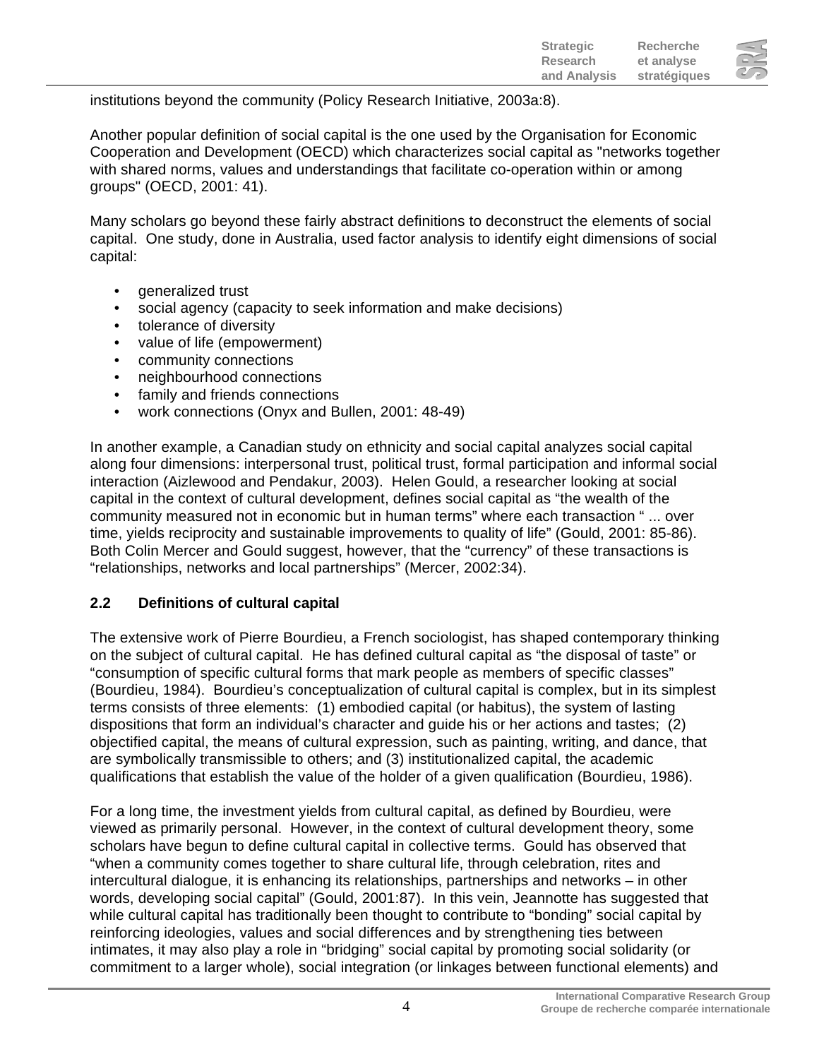institutions beyond the community (Policy Research Initiative, 2003a:8).

Another popular definition of social capital is the one used by the Organisation for Economic Cooperation and Development (OECD) which characterizes social capital as "networks together with shared norms, values and understandings that facilitate co-operation within or among groups" (OECD, 2001: 41).

Many scholars go beyond these fairly abstract definitions to deconstruct the elements of social capital. One study, done in Australia, used factor analysis to identify eight dimensions of social capital:

- generalized trust
- social agency (capacity to seek information and make decisions)
- tolerance of diversity
- value of life (empowerment)
- community connections
- neighbourhood connections
- family and friends connections
- work connections (Onyx and Bullen, 2001: 48-49)

In another example, a Canadian study on ethnicity and social capital analyzes social capital along four dimensions: interpersonal trust, political trust, formal participation and informal social interaction (Aizlewood and Pendakur, 2003). Helen Gould, a researcher looking at social capital in the context of cultural development, defines social capital as "the wealth of the community measured not in economic but in human terms" where each transaction " ... over time, yields reciprocity and sustainable improvements to quality of life" (Gould, 2001: 85-86). Both Colin Mercer and Gould suggest, however, that the "currency" of these transactions is "relationships, networks and local partnerships" (Mercer, 2002:34).

### 2.2 Definitions of cultural capital

The extensive work of Pierre Bourdieu, a French sociologist, has shaped contemporary thinking on the subject of cultural capital. He has defined cultural capital as "the disposal of taste" or "consumption of specific cultural forms that mark people as members of specific classes" (Bourdieu, 1984). Bourdieu's conceptualization of cultural capital is complex, but in its simplest terms consists of three elements: (1) embodied capital (or habitus), the system of lasting dispositions that form an individual's character and guide his or her actions and tastes; (2) objectified capital, the means of cultural expression, such as painting, writing, and dance, that are symbolically transmissible to others; and (3) institutionalized capital, the academic qualifications that establish the value of the holder of a given qualification (Bourdieu, 1986).

For a long time, the investment yields from cultural capital, as defined by Bourdieu, were viewed as primarily personal. However, in the context of cultural development theory, some scholars have begun to define cultural capital in collective terms. Gould has observed that "when a community comes together to share cultural life, through celebration, rites and intercultural dialogue, it is enhancing its relationships, partnerships and networks – in other words, developing social capital" (Gould, 2001:87). In this vein, Jeannotte has suggested that while cultural capital has traditionally been thought to contribute to "bonding" social capital by reinforcing ideologies, values and social differences and by strengthening ties between intimates, it may also play a role in "bridging" social capital by promoting social solidarity (or commitment to a larger whole), social integration (or linkages between functional elements) and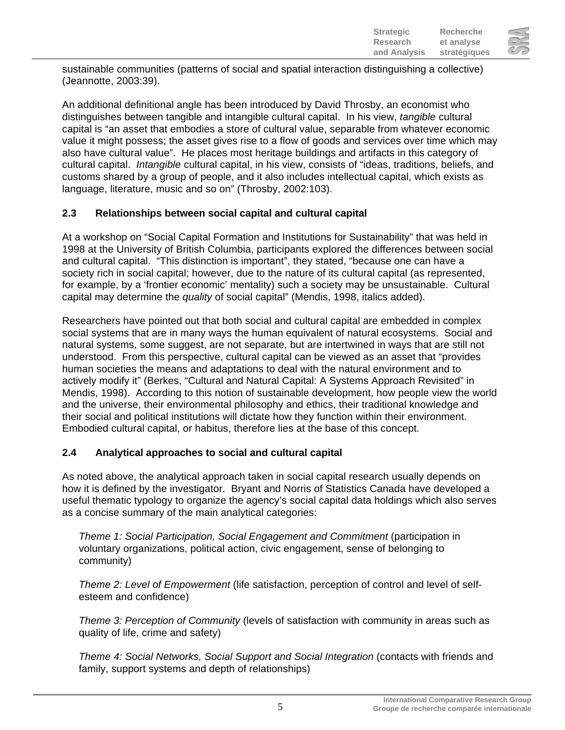sustainable communities (patterns of social and spatial interaction distinguishing a collective) (Jeannotte, 2003:39).

An additional definitional angle has been introduced by David Throsby, an economist who distinguishes between tangible and intangible cultural capital. In his view, *tangible* cultural capital is "an asset that embodies a store of cultural value, separable from whatever economic value it might possess; the asset gives rise to a flow of goods and services over time which may also have cultural value". He places most heritage buildings and artifacts in this category of cultural capital. *Intangible* cultural capital, in his view, consists of "ideas, traditions, beliefs, and customs shared by a group of people, and it also includes intellectual capital, which exists as language, literature, music and so on" (Throsby, 2002:103).

### 2.3 Relationships between social capital and cultural capital

At a workshop on "Social Capital Formation and Institutions for Sustainability" that was held in 1998 at the University of British Columbia, participants explored the differences between social and cultural capital. "This distinction is important", they stated, "because one can have a society rich in social capital; however, due to the nature of its cultural capital (as represented, for example, by a 'frontier economic' mentality) such a society may be unsustainable. Cultural capital may determine the *quality* of social capital" (Mendis, 1998, italics added).

Researchers have pointed out that both social and cultural capital are embedded in complex social systems that are in many ways the human equivalent of natural ecosystems. Social and natural systems, some suggest, are not separate, but are intertwined in ways that are still not understood. From this perspective, cultural capital can be viewed as an asset that "provides human societies the means and adaptations to deal with the natural environment and to actively modify it" (Berkes, "Cultural and Natural Capital: A Systems Approach Revisited" in Mendis, 1998). According to this notion of sustainable development, how people view the world and the universe, their environmental philosophy and ethics, their traditional knowledge and their social and political institutions will dictate how they function within their environment. Embodied cultural capital, or habitus, therefore lies at the base of this concept.

### 2.4 Analytical approaches to social and cultural capital

As noted above, the analytical approach taken in social capital research usually depends on how it is defined by the investigator. Bryant and Norris of Statistics Canada have developed a useful thematic typology to organize the agency's social capital data holdings which also serves as a concise summary of the main analytical categories:

> *Theme 1: Social Participation, Social Engagement and Commitment* (participation in voluntary organizations, political action, civic engagement, sense of belonging to community)
>
> *Theme 2: Level of Empowerment* (life satisfaction, perception of control and level of self-esteem and confidence)
>
> *Theme 3: Perception of Community* (levels of satisfaction with community in areas such as quality of life, crime and safety)
>
> *Theme 4: Social Networks, Social Support and Social Integration* (contacts with friends and family, support systems and depth of relationships)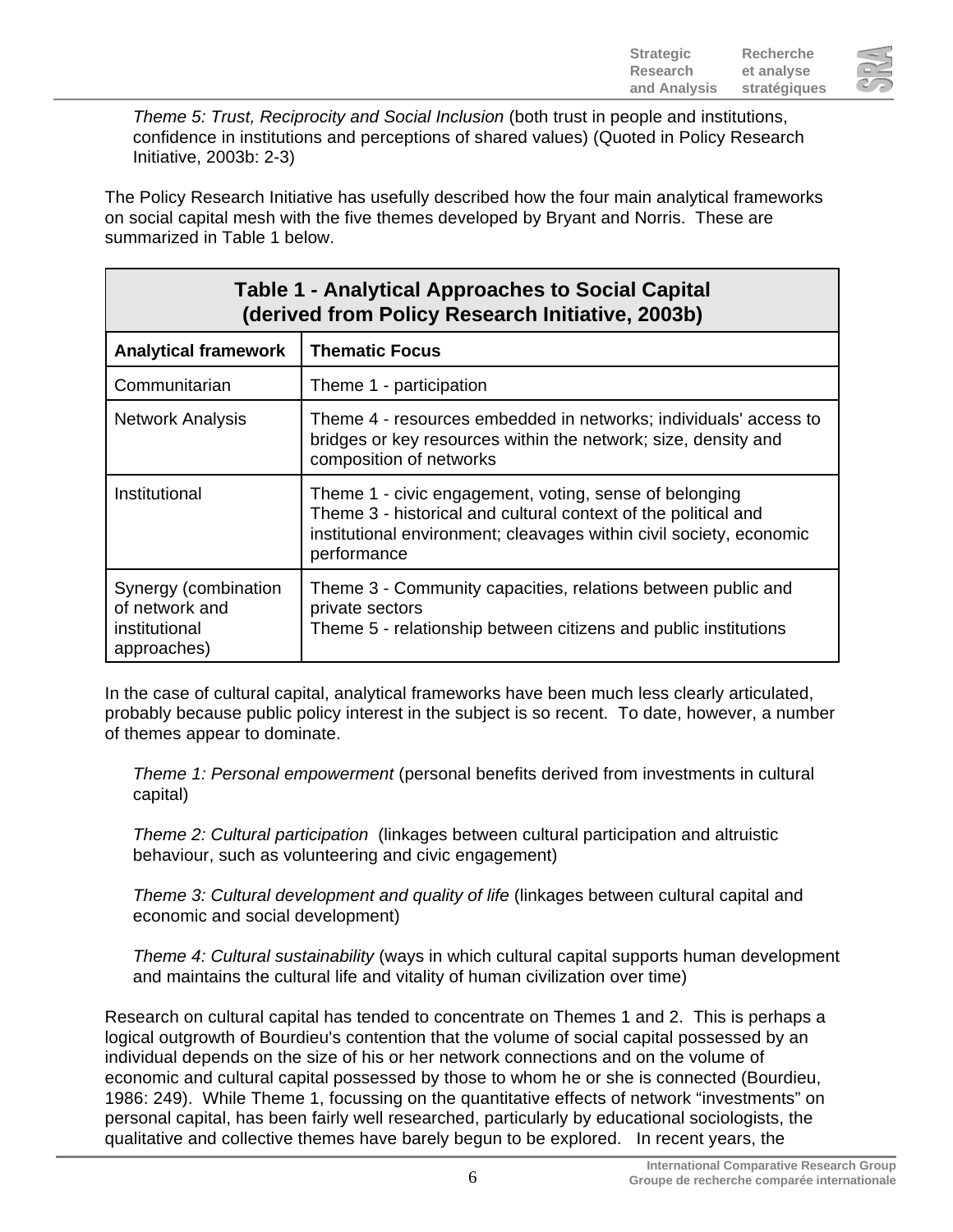*Theme 5: Trust, Reciprocity and Social Inclusion* (both trust in people and institutions, confidence in institutions and perceptions of shared values) (Quoted in Policy Research Initiative, 2003b: 2-3)

The Policy Research Initiative has usefully described how the four main analytical frameworks on social capital mesh with the five themes developed by Bryant and Norris. These are summarized in Table 1 below.

**Table 1 - Analytical Approaches to Social Capital (derived from Policy Research Initiative, 2003b)**

| Analytical framework | Thematic Focus |
|---|---|
| Communitarian | Theme 1 - participation |
| Network Analysis | Theme 4 - resources embedded in networks; individuals' access to bridges or key resources within the network; size, density and composition of networks |
| Institutional | Theme 1 - civic engagement, voting, sense of belonging<br>Theme 3 - historical and cultural context of the political and institutional environment; cleavages within civil society, economic performance |
| Synergy (combination of network and institutional approaches) | Theme 3 - Community capacities, relations between public and private sectors<br>Theme 5 - relationship between citizens and public institutions |

In the case of cultural capital, analytical frameworks have been much less clearly articulated, probably because public policy interest in the subject is so recent. To date, however, a number of themes appear to dominate.

*Theme 1: Personal empowerment* (personal benefits derived from investments in cultural capital)

*Theme 2: Cultural participation* (linkages between cultural participation and altruistic behaviour, such as volunteering and civic engagement)

*Theme 3: Cultural development and quality of life* (linkages between cultural capital and economic and social development)

*Theme 4: Cultural sustainability* (ways in which cultural capital supports human development and maintains the cultural life and vitality of human civilization over time)

Research on cultural capital has tended to concentrate on Themes 1 and 2. This is perhaps a logical outgrowth of Bourdieu's contention that the volume of social capital possessed by an individual depends on the size of his or her network connections and on the volume of economic and cultural capital possessed by those to whom he or she is connected (Bourdieu, 1986: 249). While Theme 1, focussing on the quantitative effects of network "investments" on personal capital, has been fairly well researched, particularly by educational sociologists, the qualitative and collective themes have barely begun to be explored. In recent years, the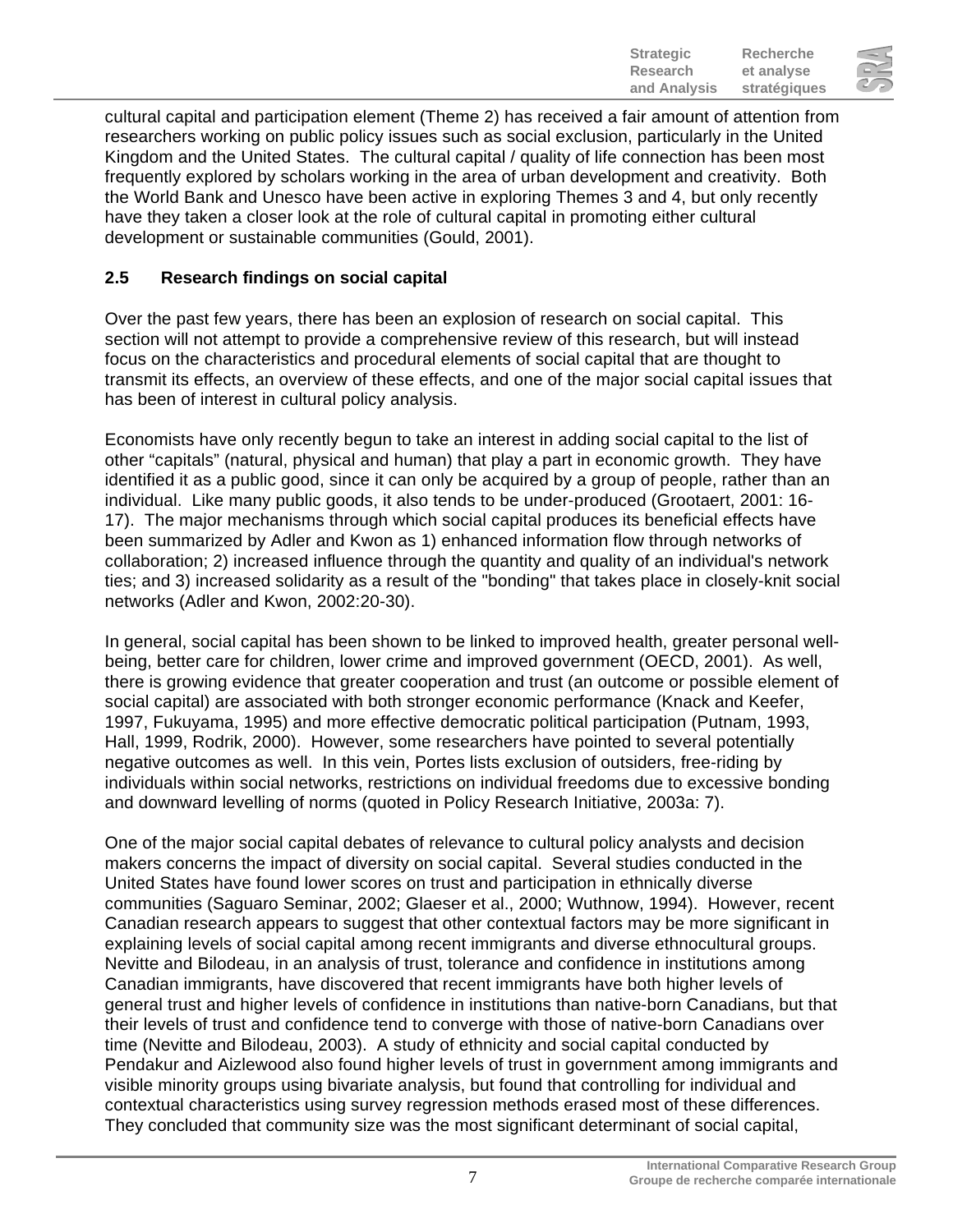cultural capital and participation element (Theme 2) has received a fair amount of attention from researchers working on public policy issues such as social exclusion, particularly in the United Kingdom and the United States. The cultural capital / quality of life connection has been most frequently explored by scholars working in the area of urban development and creativity. Both the World Bank and Unesco have been active in exploring Themes 3 and 4, but only recently have they taken a closer look at the role of cultural capital in promoting either cultural development or sustainable communities (Gould, 2001).

## 2.5 Research findings on social capital

Over the past few years, there has been an explosion of research on social capital. This section will not attempt to provide a comprehensive review of this research, but will instead focus on the characteristics and procedural elements of social capital that are thought to transmit its effects, an overview of these effects, and one of the major social capital issues that has been of interest in cultural policy analysis.

Economists have only recently begun to take an interest in adding social capital to the list of other "capitals" (natural, physical and human) that play a part in economic growth. They have identified it as a public good, since it can only be acquired by a group of people, rather than an individual. Like many public goods, it also tends to be under-produced (Grootaert, 2001: 16-17). The major mechanisms through which social capital produces its beneficial effects have been summarized by Adler and Kwon as 1) enhanced information flow through networks of collaboration; 2) increased influence through the quantity and quality of an individual's network ties; and 3) increased solidarity as a result of the "bonding" that takes place in closely-knit social networks (Adler and Kwon, 2002:20-30).

In general, social capital has been shown to be linked to improved health, greater personal well-being, better care for children, lower crime and improved government (OECD, 2001). As well, there is growing evidence that greater cooperation and trust (an outcome or possible element of social capital) are associated with both stronger economic performance (Knack and Keefer, 1997, Fukuyama, 1995) and more effective democratic political participation (Putnam, 1993, Hall, 1999, Rodrik, 2000). However, some researchers have pointed to several potentially negative outcomes as well. In this vein, Portes lists exclusion of outsiders, free-riding by individuals within social networks, restrictions on individual freedoms due to excessive bonding and downward levelling of norms (quoted in Policy Research Initiative, 2003a: 7).

One of the major social capital debates of relevance to cultural policy analysts and decision makers concerns the impact of diversity on social capital. Several studies conducted in the United States have found lower scores on trust and participation in ethnically diverse communities (Saguaro Seminar, 2002; Glaeser et al., 2000; Wuthnow, 1994). However, recent Canadian research appears to suggest that other contextual factors may be more significant in explaining levels of social capital among recent immigrants and diverse ethnocultural groups. Nevitte and Bilodeau, in an analysis of trust, tolerance and confidence in institutions among Canadian immigrants, have discovered that recent immigrants have both higher levels of general trust and higher levels of confidence in institutions than native-born Canadians, but that their levels of trust and confidence tend to converge with those of native-born Canadians over time (Nevitte and Bilodeau, 2003). A study of ethnicity and social capital conducted by Pendakur and Aizlewood also found higher levels of trust in government among immigrants and visible minority groups using bivariate analysis, but found that controlling for individual and contextual characteristics using survey regression methods erased most of these differences. They concluded that community size was the most significant determinant of social capital,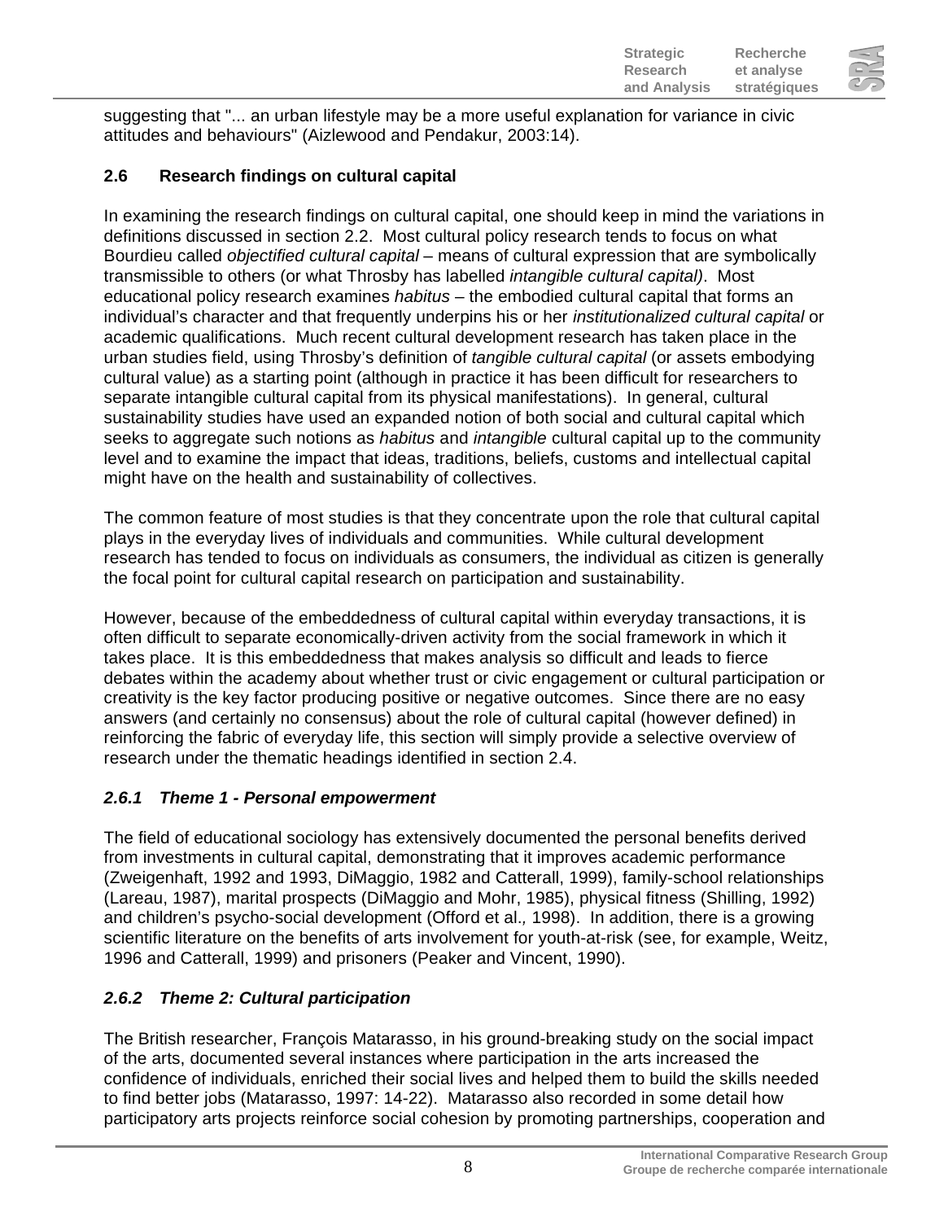suggesting that "... an urban lifestyle may be a more useful explanation for variance in civic attitudes and behaviours" (Aizlewood and Pendakur, 2003:14).

## 2.6 Research findings on cultural capital

In examining the research findings on cultural capital, one should keep in mind the variations in definitions discussed in section 2.2. Most cultural policy research tends to focus on what Bourdieu called *objectified cultural capital* – means of cultural expression that are symbolically transmissible to others (or what Throsby has labelled *intangible cultural capital)*. Most educational policy research examines *habitus* – the embodied cultural capital that forms an individual's character and that frequently underpins his or her *institutionalized cultural capital* or academic qualifications. Much recent cultural development research has taken place in the urban studies field, using Throsby's definition of *tangible cultural capital* (or assets embodying cultural value) as a starting point (although in practice it has been difficult for researchers to separate intangible cultural capital from its physical manifestations). In general, cultural sustainability studies have used an expanded notion of both social and cultural capital which seeks to aggregate such notions as *habitus* and *intangible* cultural capital up to the community level and to examine the impact that ideas, traditions, beliefs, customs and intellectual capital might have on the health and sustainability of collectives.

The common feature of most studies is that they concentrate upon the role that cultural capital plays in the everyday lives of individuals and communities. While cultural development research has tended to focus on individuals as consumers, the individual as citizen is generally the focal point for cultural capital research on participation and sustainability.

However, because of the embeddedness of cultural capital within everyday transactions, it is often difficult to separate economically-driven activity from the social framework in which it takes place. It is this embeddedness that makes analysis so difficult and leads to fierce debates within the academy about whether trust or civic engagement or cultural participation or creativity is the key factor producing positive or negative outcomes. Since there are no easy answers (and certainly no consensus) about the role of cultural capital (however defined) in reinforcing the fabric of everyday life, this section will simply provide a selective overview of research under the thematic headings identified in section 2.4.

### *2.6.1 Theme 1 - Personal empowerment*

The field of educational sociology has extensively documented the personal benefits derived from investments in cultural capital, demonstrating that it improves academic performance (Zweigenhaft, 1992 and 1993, DiMaggio, 1982 and Catterall, 1999), family-school relationships (Lareau, 1987), marital prospects (DiMaggio and Mohr, 1985), physical fitness (Shilling, 1992) and children's psycho-social development (Offord et al*.,* 1998). In addition, there is a growing scientific literature on the benefits of arts involvement for youth-at-risk (see, for example, Weitz, 1996 and Catterall, 1999) and prisoners (Peaker and Vincent, 1990).

### *2.6.2 Theme 2: Cultural participation*

The British researcher, François Matarasso, in his ground-breaking study on the social impact of the arts, documented several instances where participation in the arts increased the confidence of individuals, enriched their social lives and helped them to build the skills needed to find better jobs (Matarasso, 1997: 14-22). Matarasso also recorded in some detail how participatory arts projects reinforce social cohesion by promoting partnerships, cooperation and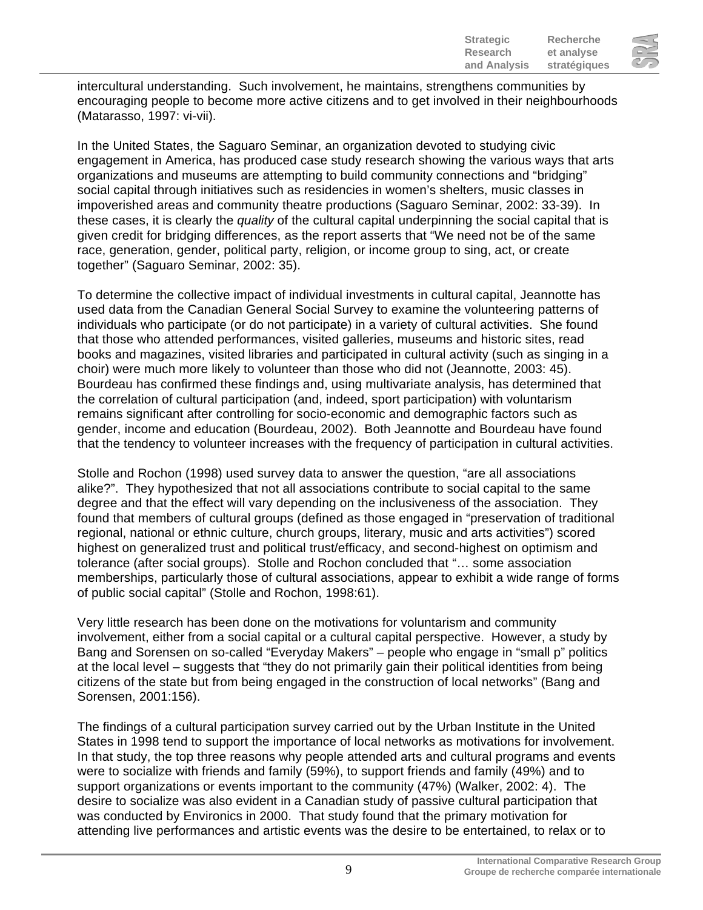intercultural understanding. Such involvement, he maintains, strengthens communities by encouraging people to become more active citizens and to get involved in their neighbourhoods (Matarasso, 1997: vi-vii).

In the United States, the Saguaro Seminar, an organization devoted to studying civic engagement in America, has produced case study research showing the various ways that arts organizations and museums are attempting to build community connections and "bridging" social capital through initiatives such as residencies in women's shelters, music classes in impoverished areas and community theatre productions (Saguaro Seminar, 2002: 33-39). In these cases, it is clearly the *quality* of the cultural capital underpinning the social capital that is given credit for bridging differences, as the report asserts that "We need not be of the same race, generation, gender, political party, religion, or income group to sing, act, or create together" (Saguaro Seminar, 2002: 35).

To determine the collective impact of individual investments in cultural capital, Jeannotte has used data from the Canadian General Social Survey to examine the volunteering patterns of individuals who participate (or do not participate) in a variety of cultural activities. She found that those who attended performances, visited galleries, museums and historic sites, read books and magazines, visited libraries and participated in cultural activity (such as singing in a choir) were much more likely to volunteer than those who did not (Jeannotte, 2003: 45). Bourdeau has confirmed these findings and, using multivariate analysis, has determined that the correlation of cultural participation (and, indeed, sport participation) with voluntarism remains significant after controlling for socio-economic and demographic factors such as gender, income and education (Bourdeau, 2002). Both Jeannotte and Bourdeau have found that the tendency to volunteer increases with the frequency of participation in cultural activities.

Stolle and Rochon (1998) used survey data to answer the question, "are all associations alike?". They hypothesized that not all associations contribute to social capital to the same degree and that the effect will vary depending on the inclusiveness of the association. They found that members of cultural groups (defined as those engaged in "preservation of traditional regional, national or ethnic culture, church groups, literary, music and arts activities") scored highest on generalized trust and political trust/efficacy, and second-highest on optimism and tolerance (after social groups). Stolle and Rochon concluded that "… some association memberships, particularly those of cultural associations, appear to exhibit a wide range of forms of public social capital" (Stolle and Rochon, 1998:61).

Very little research has been done on the motivations for voluntarism and community involvement, either from a social capital or a cultural capital perspective. However, a study by Bang and Sorensen on so-called "Everyday Makers" – people who engage in "small p" politics at the local level – suggests that "they do not primarily gain their political identities from being citizens of the state but from being engaged in the construction of local networks" (Bang and Sorensen, 2001:156).

The findings of a cultural participation survey carried out by the Urban Institute in the United States in 1998 tend to support the importance of local networks as motivations for involvement. In that study, the top three reasons why people attended arts and cultural programs and events were to socialize with friends and family (59%), to support friends and family (49%) and to support organizations or events important to the community (47%) (Walker, 2002: 4). The desire to socialize was also evident in a Canadian study of passive cultural participation that was conducted by Environics in 2000. That study found that the primary motivation for attending live performances and artistic events was the desire to be entertained, to relax or to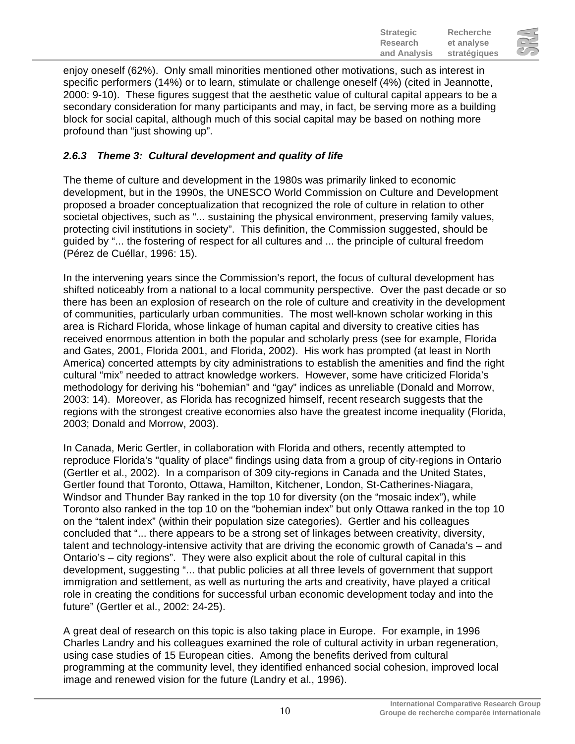enjoy oneself (62%). Only small minorities mentioned other motivations, such as interest in specific performers (14%) or to learn, stimulate or challenge oneself (4%) (cited in Jeannotte, 2000: 9-10). These figures suggest that the aesthetic value of cultural capital appears to be a secondary consideration for many participants and may, in fact, be serving more as a building block for social capital, although much of this social capital may be based on nothing more profound than "just showing up".

### *2.6.3 Theme 3: Cultural development and quality of life*

The theme of culture and development in the 1980s was primarily linked to economic development, but in the 1990s, the UNESCO World Commission on Culture and Development proposed a broader conceptualization that recognized the role of culture in relation to other societal objectives, such as "... sustaining the physical environment, preserving family values, protecting civil institutions in society". This definition, the Commission suggested, should be guided by "... the fostering of respect for all cultures and ... the principle of cultural freedom (Pérez de Cuéllar, 1996: 15).

In the intervening years since the Commission's report, the focus of cultural development has shifted noticeably from a national to a local community perspective. Over the past decade or so there has been an explosion of research on the role of culture and creativity in the development of communities, particularly urban communities. The most well-known scholar working in this area is Richard Florida, whose linkage of human capital and diversity to creative cities has received enormous attention in both the popular and scholarly press (see for example, Florida and Gates, 2001, Florida 2001, and Florida, 2002). His work has prompted (at least in North America) concerted attempts by city administrations to establish the amenities and find the right cultural "mix" needed to attract knowledge workers. However, some have criticized Florida's methodology for deriving his "bohemian" and "gay" indices as unreliable (Donald and Morrow, 2003: 14). Moreover, as Florida has recognized himself, recent research suggests that the regions with the strongest creative economies also have the greatest income inequality (Florida, 2003; Donald and Morrow, 2003).

In Canada, Meric Gertler, in collaboration with Florida and others, recently attempted to reproduce Florida's "quality of place" findings using data from a group of city-regions in Ontario (Gertler et al., 2002). In a comparison of 309 city-regions in Canada and the United States, Gertler found that Toronto, Ottawa, Hamilton, Kitchener, London, St-Catherines-Niagara, Windsor and Thunder Bay ranked in the top 10 for diversity (on the "mosaic index"), while Toronto also ranked in the top 10 on the "bohemian index" but only Ottawa ranked in the top 10 on the "talent index" (within their population size categories). Gertler and his colleagues concluded that "... there appears to be a strong set of linkages between creativity, diversity, talent and technology-intensive activity that are driving the economic growth of Canada's – and Ontario's – city regions". They were also explicit about the role of cultural capital in this development, suggesting "... that public policies at all three levels of government that support immigration and settlement, as well as nurturing the arts and creativity, have played a critical role in creating the conditions for successful urban economic development today and into the future" (Gertler et al., 2002: 24-25).

A great deal of research on this topic is also taking place in Europe. For example, in 1996 Charles Landry and his colleagues examined the role of cultural activity in urban regeneration, using case studies of 15 European cities. Among the benefits derived from cultural programming at the community level, they identified enhanced social cohesion, improved local image and renewed vision for the future (Landry et al., 1996).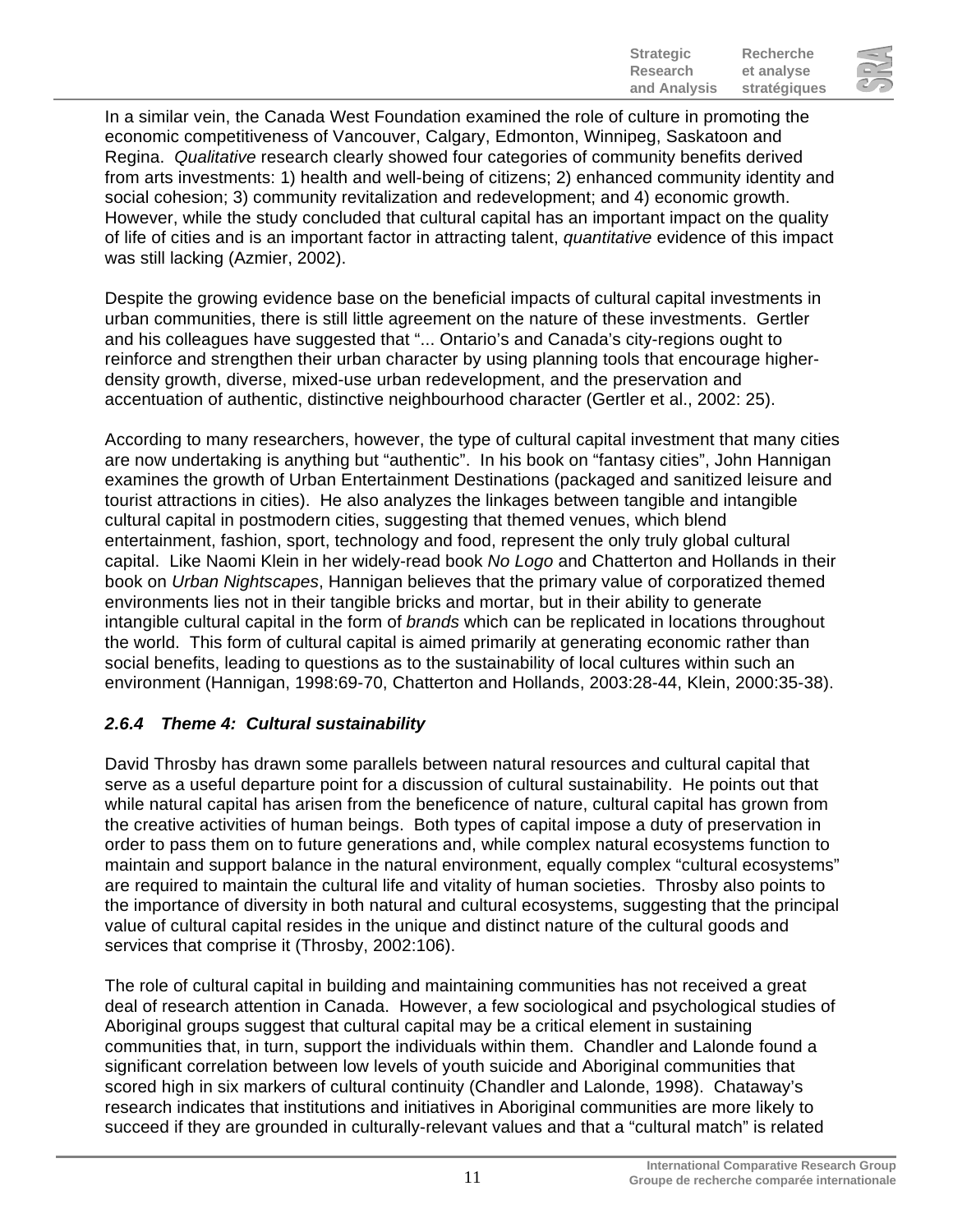In a similar vein, the Canada West Foundation examined the role of culture in promoting the economic competitiveness of Vancouver, Calgary, Edmonton, Winnipeg, Saskatoon and Regina. *Qualitative* research clearly showed four categories of community benefits derived from arts investments: 1) health and well-being of citizens; 2) enhanced community identity and social cohesion; 3) community revitalization and redevelopment; and 4) economic growth. However, while the study concluded that cultural capital has an important impact on the quality of life of cities and is an important factor in attracting talent, *quantitative* evidence of this impact was still lacking (Azmier, 2002).

Despite the growing evidence base on the beneficial impacts of cultural capital investments in urban communities, there is still little agreement on the nature of these investments. Gertler and his colleagues have suggested that "... Ontario's and Canada's city-regions ought to reinforce and strengthen their urban character by using planning tools that encourage higher-density growth, diverse, mixed-use urban redevelopment, and the preservation and accentuation of authentic, distinctive neighbourhood character (Gertler et al., 2002: 25).

According to many researchers, however, the type of cultural capital investment that many cities are now undertaking is anything but "authentic". In his book on "fantasy cities", John Hannigan examines the growth of Urban Entertainment Destinations (packaged and sanitized leisure and tourist attractions in cities). He also analyzes the linkages between tangible and intangible cultural capital in postmodern cities, suggesting that themed venues, which blend entertainment, fashion, sport, technology and food, represent the only truly global cultural capital. Like Naomi Klein in her widely-read book *No Logo* and Chatterton and Hollands in their book on *Urban Nightscapes*, Hannigan believes that the primary value of corporatized themed environments lies not in their tangible bricks and mortar, but in their ability to generate intangible cultural capital in the form of *brands* which can be replicated in locations throughout the world. This form of cultural capital is aimed primarily at generating economic rather than social benefits, leading to questions as to the sustainability of local cultures within such an environment (Hannigan, 1998:69-70, Chatterton and Hollands, 2003:28-44, Klein, 2000:35-38).

#### *2.6.4 Theme 4: Cultural sustainability*

David Throsby has drawn some parallels between natural resources and cultural capital that serve as a useful departure point for a discussion of cultural sustainability. He points out that while natural capital has arisen from the beneficence of nature, cultural capital has grown from the creative activities of human beings. Both types of capital impose a duty of preservation in order to pass them on to future generations and, while complex natural ecosystems function to maintain and support balance in the natural environment, equally complex "cultural ecosystems" are required to maintain the cultural life and vitality of human societies. Throsby also points to the importance of diversity in both natural and cultural ecosystems, suggesting that the principal value of cultural capital resides in the unique and distinct nature of the cultural goods and services that comprise it (Throsby, 2002:106).

The role of cultural capital in building and maintaining communities has not received a great deal of research attention in Canada. However, a few sociological and psychological studies of Aboriginal groups suggest that cultural capital may be a critical element in sustaining communities that, in turn, support the individuals within them. Chandler and Lalonde found a significant correlation between low levels of youth suicide and Aboriginal communities that scored high in six markers of cultural continuity (Chandler and Lalonde, 1998). Chataway's research indicates that institutions and initiatives in Aboriginal communities are more likely to succeed if they are grounded in culturally-relevant values and that a "cultural match" is related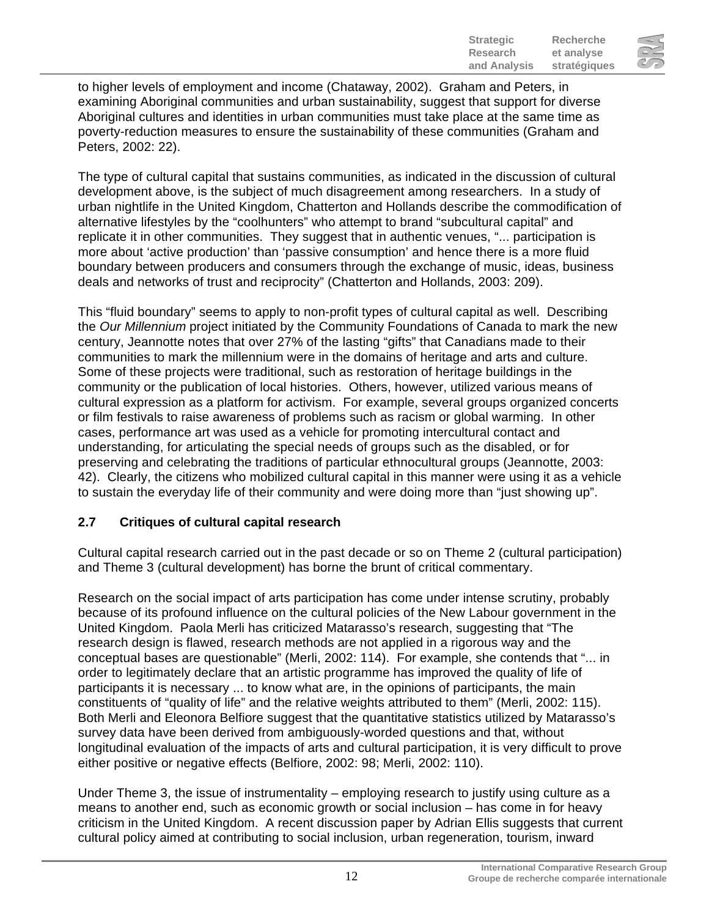to higher levels of employment and income (Chataway, 2002). Graham and Peters, in examining Aboriginal communities and urban sustainability, suggest that support for diverse Aboriginal cultures and identities in urban communities must take place at the same time as poverty-reduction measures to ensure the sustainability of these communities (Graham and Peters, 2002: 22).

The type of cultural capital that sustains communities, as indicated in the discussion of cultural development above, is the subject of much disagreement among researchers. In a study of urban nightlife in the United Kingdom, Chatterton and Hollands describe the commodification of alternative lifestyles by the "coolhunters" who attempt to brand "subcultural capital" and replicate it in other communities. They suggest that in authentic venues, "... participation is more about 'active production' than 'passive consumption' and hence there is a more fluid boundary between producers and consumers through the exchange of music, ideas, business deals and networks of trust and reciprocity" (Chatterton and Hollands, 2003: 209).

This "fluid boundary" seems to apply to non-profit types of cultural capital as well. Describing the *Our Millennium* project initiated by the Community Foundations of Canada to mark the new century, Jeannotte notes that over 27% of the lasting "gifts" that Canadians made to their communities to mark the millennium were in the domains of heritage and arts and culture. Some of these projects were traditional, such as restoration of heritage buildings in the community or the publication of local histories. Others, however, utilized various means of cultural expression as a platform for activism. For example, several groups organized concerts or film festivals to raise awareness of problems such as racism or global warming. In other cases, performance art was used as a vehicle for promoting intercultural contact and understanding, for articulating the special needs of groups such as the disabled, or for preserving and celebrating the traditions of particular ethnocultural groups (Jeannotte, 2003: 42). Clearly, the citizens who mobilized cultural capital in this manner were using it as a vehicle to sustain the everyday life of their community and were doing more than "just showing up".

## 2.7 Critiques of cultural capital research

Cultural capital research carried out in the past decade or so on Theme 2 (cultural participation) and Theme 3 (cultural development) has borne the brunt of critical commentary.

Research on the social impact of arts participation has come under intense scrutiny, probably because of its profound influence on the cultural policies of the New Labour government in the United Kingdom. Paola Merli has criticized Matarasso's research, suggesting that "The research design is flawed, research methods are not applied in a rigorous way and the conceptual bases are questionable" (Merli, 2002: 114). For example, she contends that "... in order to legitimately declare that an artistic programme has improved the quality of life of participants it is necessary ... to know what are, in the opinions of participants, the main constituents of "quality of life" and the relative weights attributed to them" (Merli, 2002: 115). Both Merli and Eleonora Belfiore suggest that the quantitative statistics utilized by Matarasso's survey data have been derived from ambiguously-worded questions and that, without longitudinal evaluation of the impacts of arts and cultural participation, it is very difficult to prove either positive or negative effects (Belfiore, 2002: 98; Merli, 2002: 110).

Under Theme 3, the issue of instrumentality – employing research to justify using culture as a means to another end, such as economic growth or social inclusion – has come in for heavy criticism in the United Kingdom. A recent discussion paper by Adrian Ellis suggests that current cultural policy aimed at contributing to social inclusion, urban regeneration, tourism, inward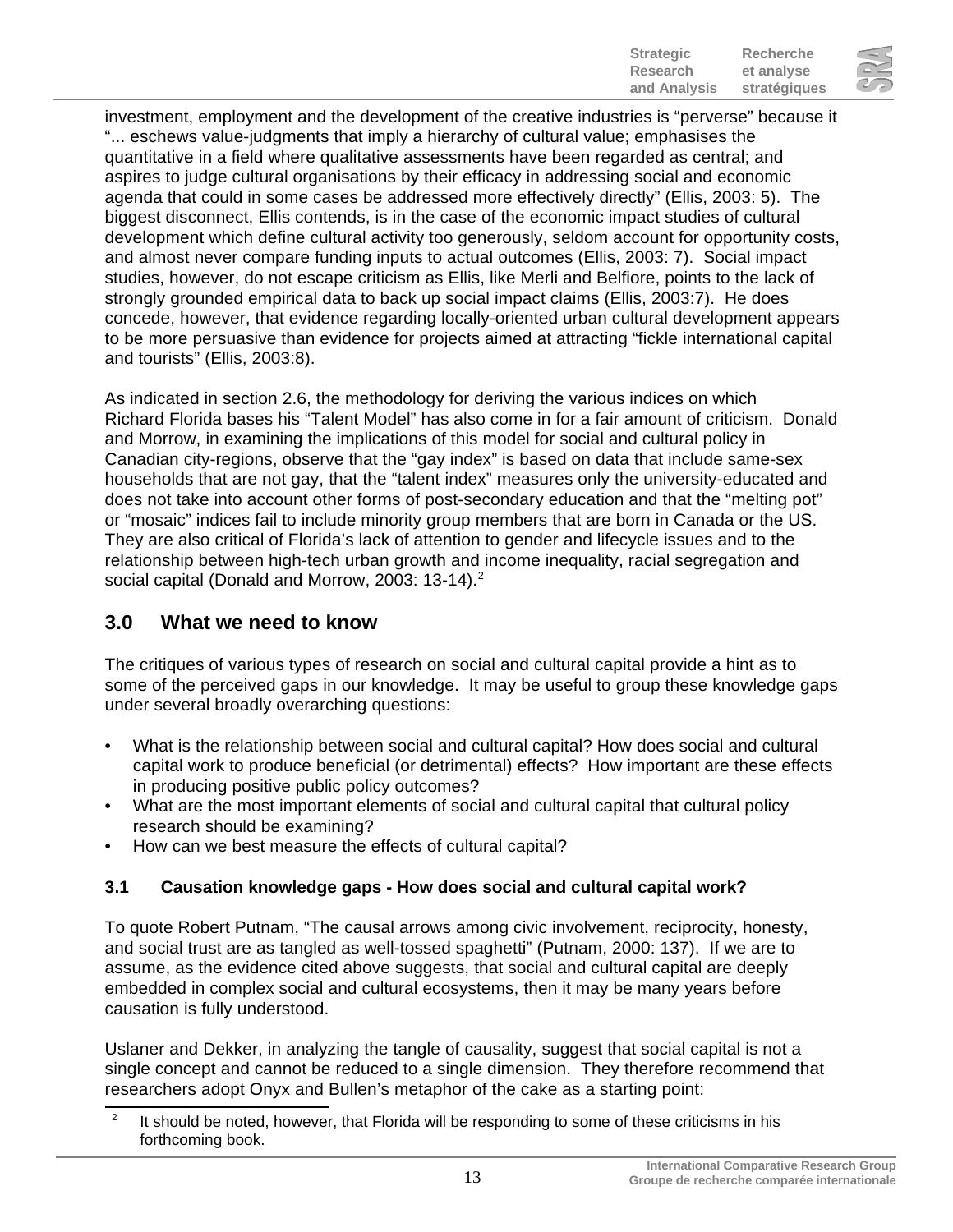investment, employment and the development of the creative industries is “perverse” because it “... eschews value-judgments that imply a hierarchy of cultural value; emphasises the quantitative in a field where qualitative assessments have been regarded as central; and aspires to judge cultural organisations by their efficacy in addressing social and economic agenda that could in some cases be addressed more effectively directly” (Ellis, 2003: 5). The biggest disconnect, Ellis contends, is in the case of the economic impact studies of cultural development which define cultural activity too generously, seldom account for opportunity costs, and almost never compare funding inputs to actual outcomes (Ellis, 2003: 7). Social impact studies, however, do not escape criticism as Ellis, like Merli and Belfiore, points to the lack of strongly grounded empirical data to back up social impact claims (Ellis, 2003:7). He does concede, however, that evidence regarding locally-oriented urban cultural development appears to be more persuasive than evidence for projects aimed at attracting “fickle international capital and tourists” (Ellis, 2003:8).

As indicated in section 2.6, the methodology for deriving the various indices on which Richard Florida bases his “Talent Model” has also come in for a fair amount of criticism. Donald and Morrow, in examining the implications of this model for social and cultural policy in Canadian city-regions, observe that the “gay index” is based on data that include same-sex households that are not gay, that the “talent index” measures only the university-educated and does not take into account other forms of post-secondary education and that the “melting pot” or “mosaic” indices fail to include minority group members that are born in Canada or the US. They are also critical of Florida’s lack of attention to gender and lifecycle issues and to the relationship between high-tech urban growth and income inequality, racial segregation and social capital (Donald and Morrow, 2003: 13-14).[2]

## 3.0 What we need to know

The critiques of various types of research on social and cultural capital provide a hint as to some of the perceived gaps in our knowledge. It may be useful to group these knowledge gaps under several broadly overarching questions:

- What is the relationship between social and cultural capital? How does social and cultural capital work to produce beneficial (or detrimental) effects? How important are these effects in producing positive public policy outcomes?
- What are the most important elements of social and cultural capital that cultural policy research should be examining?
- How can we best measure the effects of cultural capital?

### 3.1 Causation knowledge gaps - How does social and cultural capital work?

To quote Robert Putnam, “The causal arrows among civic involvement, reciprocity, honesty, and social trust are as tangled as well-tossed spaghetti” (Putnam, 2000: 137). If we are to assume, as the evidence cited above suggests, that social and cultural capital are deeply embedded in complex social and cultural ecosystems, then it may be many years before causation is fully understood.

Uslaner and Dekker, in analyzing the tangle of causality, suggest that social capital is not a single concept and cannot be reduced to a single dimension. They therefore recommend that researchers adopt Onyx and Bullen’s metaphor of the cake as a starting point:

[2] It should be noted, however, that Florida will be responding to some of these criticisms in his forthcoming book.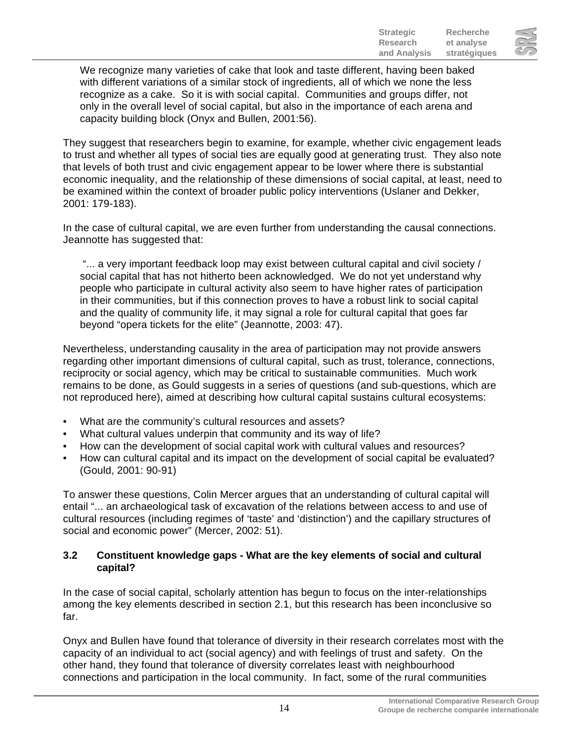> We recognize many varieties of cake that look and taste different, having been baked with different variations of a similar stock of ingredients, all of which we none the less recognize as a cake. So it is with social capital. Communities and groups differ, not only in the overall level of social capital, but also in the importance of each arena and capacity building block (Onyx and Bullen, 2001:56).

They suggest that researchers begin to examine, for example, whether civic engagement leads to trust and whether all types of social ties are equally good at generating trust. They also note that levels of both trust and civic engagement appear to be lower where there is substantial economic inequality, and the relationship of these dimensions of social capital, at least, need to be examined within the context of broader public policy interventions (Uslaner and Dekker, 2001: 179-183).

In the case of cultural capital, we are even further from understanding the causal connections. Jeannotte has suggested that:

> "... a very important feedback loop may exist between cultural capital and civil society / social capital that has not hitherto been acknowledged. We do not yet understand why people who participate in cultural activity also seem to have higher rates of participation in their communities, but if this connection proves to have a robust link to social capital and the quality of community life, it may signal a role for cultural capital that goes far beyond "opera tickets for the elite" (Jeannotte, 2003: 47).

Nevertheless, understanding causality in the area of participation may not provide answers regarding other important dimensions of cultural capital, such as trust, tolerance, connections, reciprocity or social agency, which may be critical to sustainable communities. Much work remains to be done, as Gould suggests in a series of questions (and sub-questions, which are not reproduced here), aimed at describing how cultural capital sustains cultural ecosystems:

- What are the community's cultural resources and assets?
- What cultural values underpin that community and its way of life?
- How can the development of social capital work with cultural values and resources?
- How can cultural capital and its impact on the development of social capital be evaluated? (Gould, 2001: 90-91)

To answer these questions, Colin Mercer argues that an understanding of cultural capital will entail "... an archaeological task of excavation of the relations between access to and use of cultural resources (including regimes of 'taste' and 'distinction') and the capillary structures of social and economic power" (Mercer, 2002: 51).

### 3.2 Constituent knowledge gaps - What are the key elements of social and cultural capital?

In the case of social capital, scholarly attention has begun to focus on the inter-relationships among the key elements described in section 2.1, but this research has been inconclusive so far.

Onyx and Bullen have found that tolerance of diversity in their research correlates most with the capacity of an individual to act (social agency) and with feelings of trust and safety. On the other hand, they found that tolerance of diversity correlates least with neighbourhood connections and participation in the local community. In fact, some of the rural communities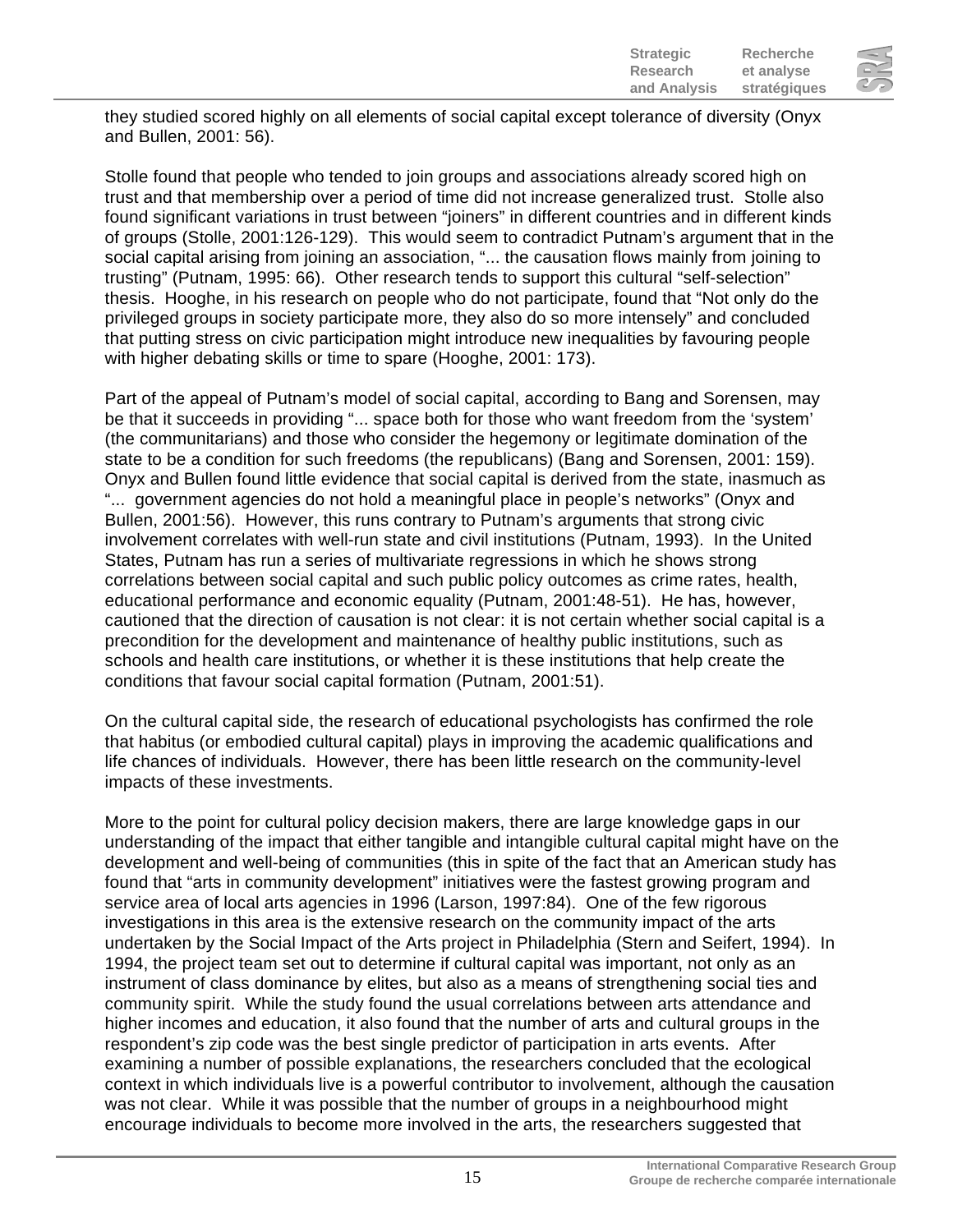they studied scored highly on all elements of social capital except tolerance of diversity (Onyx and Bullen, 2001: 56).

Stolle found that people who tended to join groups and associations already scored high on trust and that membership over a period of time did not increase generalized trust. Stolle also found significant variations in trust between "joiners" in different countries and in different kinds of groups (Stolle, 2001:126-129). This would seem to contradict Putnam's argument that in the social capital arising from joining an association, "... the causation flows mainly from joining to trusting" (Putnam, 1995: 66). Other research tends to support this cultural "self-selection" thesis. Hooghe, in his research on people who do not participate, found that "Not only do the privileged groups in society participate more, they also do so more intensely" and concluded that putting stress on civic participation might introduce new inequalities by favouring people with higher debating skills or time to spare (Hooghe, 2001: 173).

Part of the appeal of Putnam's model of social capital, according to Bang and Sorensen, may be that it succeeds in providing "... space both for those who want freedom from the 'system' (the communitarians) and those who consider the hegemony or legitimate domination of the state to be a condition for such freedoms (the republicans) (Bang and Sorensen, 2001: 159). Onyx and Bullen found little evidence that social capital is derived from the state, inasmuch as "... government agencies do not hold a meaningful place in people's networks" (Onyx and Bullen, 2001:56). However, this runs contrary to Putnam's arguments that strong civic involvement correlates with well-run state and civil institutions (Putnam, 1993). In the United States, Putnam has run a series of multivariate regressions in which he shows strong correlations between social capital and such public policy outcomes as crime rates, health, educational performance and economic equality (Putnam, 2001:48-51). He has, however, cautioned that the direction of causation is not clear: it is not certain whether social capital is a precondition for the development and maintenance of healthy public institutions, such as schools and health care institutions, or whether it is these institutions that help create the conditions that favour social capital formation (Putnam, 2001:51).

On the cultural capital side, the research of educational psychologists has confirmed the role that habitus (or embodied cultural capital) plays in improving the academic qualifications and life chances of individuals. However, there has been little research on the community-level impacts of these investments.

More to the point for cultural policy decision makers, there are large knowledge gaps in our understanding of the impact that either tangible and intangible cultural capital might have on the development and well-being of communities (this in spite of the fact that an American study has found that "arts in community development" initiatives were the fastest growing program and service area of local arts agencies in 1996 (Larson, 1997:84). One of the few rigorous investigations in this area is the extensive research on the community impact of the arts undertaken by the Social Impact of the Arts project in Philadelphia (Stern and Seifert, 1994). In 1994, the project team set out to determine if cultural capital was important, not only as an instrument of class dominance by elites, but also as a means of strengthening social ties and community spirit. While the study found the usual correlations between arts attendance and higher incomes and education, it also found that the number of arts and cultural groups in the respondent's zip code was the best single predictor of participation in arts events. After examining a number of possible explanations, the researchers concluded that the ecological context in which individuals live is a powerful contributor to involvement, although the causation was not clear. While it was possible that the number of groups in a neighbourhood might encourage individuals to become more involved in the arts, the researchers suggested that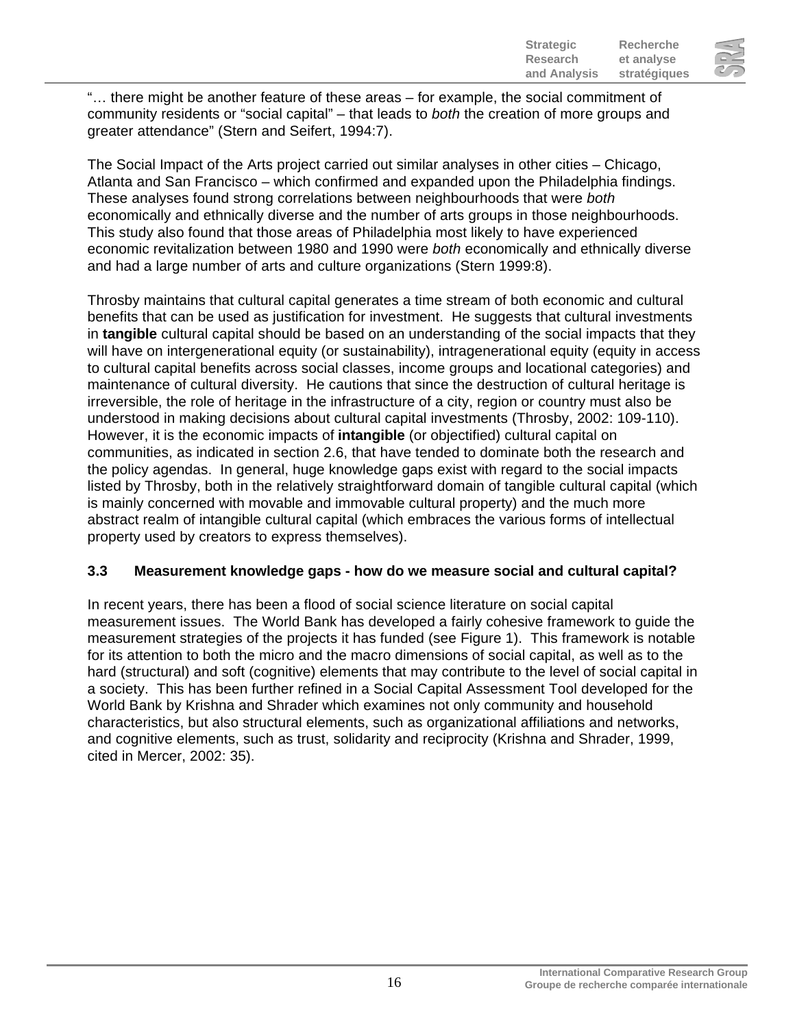"… there might be another feature of these areas – for example, the social commitment of community residents or "social capital" – that leads to *both* the creation of more groups and greater attendance" (Stern and Seifert, 1994:7).

The Social Impact of the Arts project carried out similar analyses in other cities – Chicago, Atlanta and San Francisco – which confirmed and expanded upon the Philadelphia findings. These analyses found strong correlations between neighbourhoods that were *both* economically and ethnically diverse and the number of arts groups in those neighbourhoods. This study also found that those areas of Philadelphia most likely to have experienced economic revitalization between 1980 and 1990 were *both* economically and ethnically diverse and had a large number of arts and culture organizations (Stern 1999:8).

Throsby maintains that cultural capital generates a time stream of both economic and cultural benefits that can be used as justification for investment. He suggests that cultural investments in **tangible** cultural capital should be based on an understanding of the social impacts that they will have on intergenerational equity (or sustainability), intragenerational equity (equity in access to cultural capital benefits across social classes, income groups and locational categories) and maintenance of cultural diversity. He cautions that since the destruction of cultural heritage is irreversible, the role of heritage in the infrastructure of a city, region or country must also be understood in making decisions about cultural capital investments (Throsby, 2002: 109-110). However, it is the economic impacts of **intangible** (or objectified) cultural capital on communities, as indicated in section 2.6, that have tended to dominate both the research and the policy agendas. In general, huge knowledge gaps exist with regard to the social impacts listed by Throsby, both in the relatively straightforward domain of tangible cultural capital (which is mainly concerned with movable and immovable cultural property) and the much more abstract realm of intangible cultural capital (which embraces the various forms of intellectual property used by creators to express themselves).

### 3.3 Measurement knowledge gaps - how do we measure social and cultural capital?

In recent years, there has been a flood of social science literature on social capital measurement issues. The World Bank has developed a fairly cohesive framework to guide the measurement strategies of the projects it has funded (see Figure 1). This framework is notable for its attention to both the micro and the macro dimensions of social capital, as well as to the hard (structural) and soft (cognitive) elements that may contribute to the level of social capital in a society. This has been further refined in a Social Capital Assessment Tool developed for the World Bank by Krishna and Shrader which examines not only community and household characteristics, but also structural elements, such as organizational affiliations and networks, and cognitive elements, such as trust, solidarity and reciprocity (Krishna and Shrader, 1999, cited in Mercer, 2002: 35).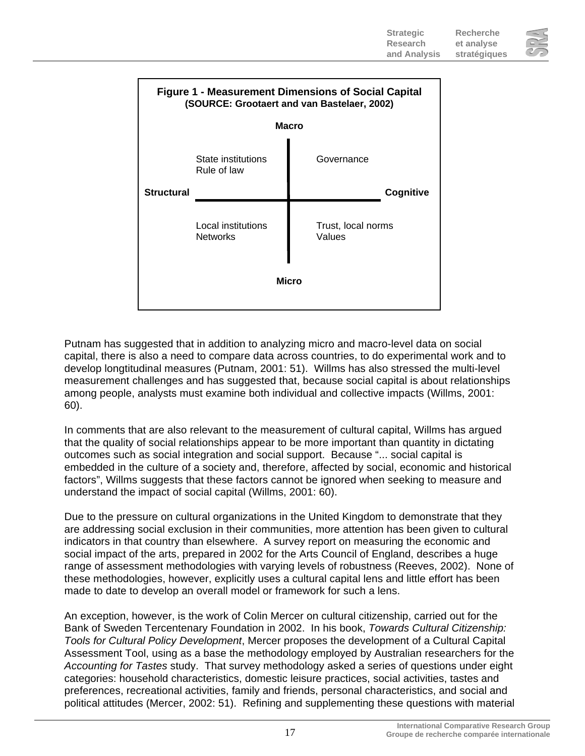**Figure 1 - Measurement Dimensions of Social Capital**
**(SOURCE: Grootaert and van Bastelaer, 2002)**

**Macro**

State institutions
Rule of law

Governance

**Structural**

**Cognitive**

Local institutions
Networks

Trust, local norms
Values

**Micro**

Putnam has suggested that in addition to analyzing micro and macro-level data on social capital, there is also a need to compare data across countries, to do experimental work and to develop longtitudinal measures (Putnam, 2001: 51). Willms has also stressed the multi-level measurement challenges and has suggested that, because social capital is about relationships among people, analysts must examine both individual and collective impacts (Willms, 2001: 60).

In comments that are also relevant to the measurement of cultural capital, Willms has argued that the quality of social relationships appear to be more important than quantity in dictating outcomes such as social integration and social support. Because "... social capital is embedded in the culture of a society and, therefore, affected by social, economic and historical factors", Willms suggests that these factors cannot be ignored when seeking to measure and understand the impact of social capital (Willms, 2001: 60).

Due to the pressure on cultural organizations in the United Kingdom to demonstrate that they are addressing social exclusion in their communities, more attention has been given to cultural indicators in that country than elsewhere. A survey report on measuring the economic and social impact of the arts, prepared in 2002 for the Arts Council of England, describes a huge range of assessment methodologies with varying levels of robustness (Reeves, 2002). None of these methodologies, however, explicitly uses a cultural capital lens and little effort has been made to date to develop an overall model or framework for such a lens.

An exception, however, is the work of Colin Mercer on cultural citizenship, carried out for the Bank of Sweden Tercentenary Foundation in 2002. In his book, *Towards Cultural Citizenship: Tools for Cultural Policy Development*, Mercer proposes the development of a Cultural Capital Assessment Tool, using as a base the methodology employed by Australian researchers for the *Accounting for Tastes* study. That survey methodology asked a series of questions under eight categories: household characteristics, domestic leisure practices, social activities, tastes and preferences, recreational activities, family and friends, personal characteristics, and social and political attitudes (Mercer, 2002: 51). Refining and supplementing these questions with material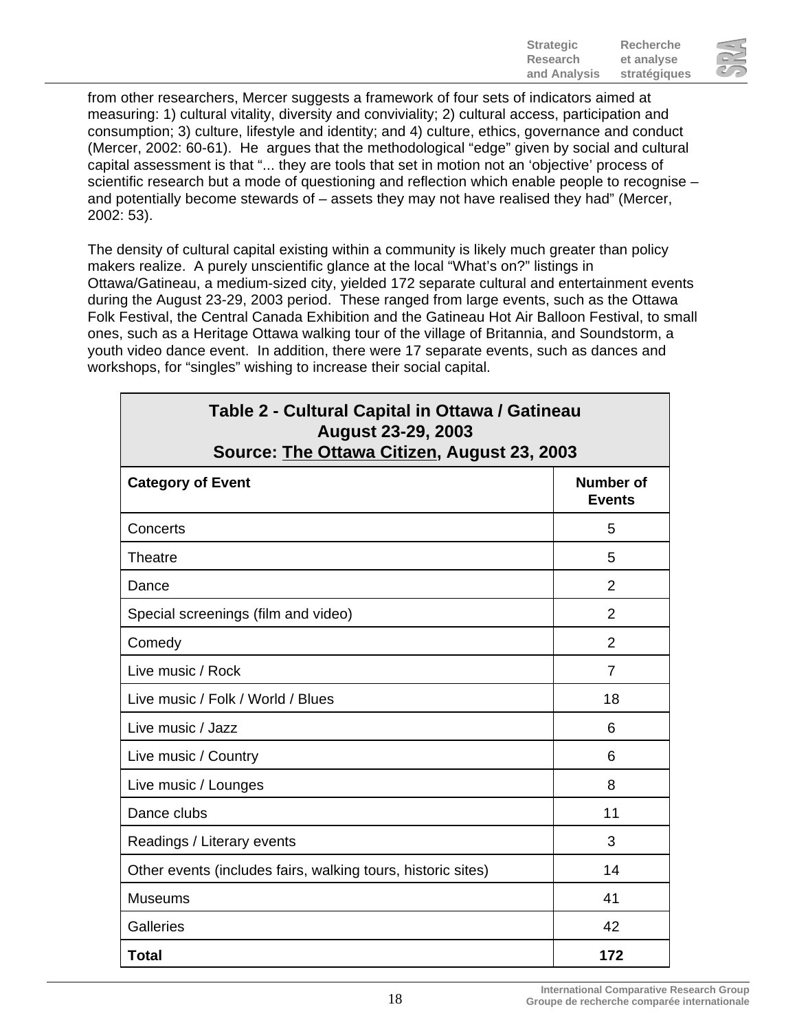from other researchers, Mercer suggests a framework of four sets of indicators aimed at measuring: 1) cultural vitality, diversity and conviviality; 2) cultural access, participation and consumption; 3) culture, lifestyle and identity; and 4) culture, ethics, governance and conduct (Mercer, 2002: 60-61). He argues that the methodological "edge" given by social and cultural capital assessment is that "... they are tools that set in motion not an 'objective' process of scientific research but a mode of questioning and reflection which enable people to recognise – and potentially become stewards of – assets they may not have realised they had" (Mercer, 2002: 53).

The density of cultural capital existing within a community is likely much greater than policy makers realize. A purely unscientific glance at the local "What's on?" listings in Ottawa/Gatineau, a medium-sized city, yielded 172 separate cultural and entertainment events during the August 23-29, 2003 period. These ranged from large events, such as the Ottawa Folk Festival, the Central Canada Exhibition and the Gatineau Hot Air Balloon Festival, to small ones, such as a Heritage Ottawa walking tour of the village of Britannia, and Soundstorm, a youth video dance event. In addition, there were 17 separate events, such as dances and workshops, for "singles" wishing to increase their social capital.

**Table 2 - Cultural Capital in Ottawa / Gatineau**
**August 23-29, 2003**
**Source: The Ottawa Citizen, August 23, 2003**

| Category of Event | Number of Events |
|---|---|
| Concerts | 5 |
| Theatre | 5 |
| Dance | 2 |
| Special screenings (film and video) | 2 |
| Comedy | 2 |
| Live music / Rock | 7 |
| Live music / Folk / World / Blues | 18 |
| Live music / Jazz | 6 |
| Live music / Country | 6 |
| Live music / Lounges | 8 |
| Dance clubs | 11 |
| Readings / Literary events | 3 |
| Other events (includes fairs, walking tours, historic sites) | 14 |
| Museums | 41 |
| Galleries | 42 |
| **Total** | **172** |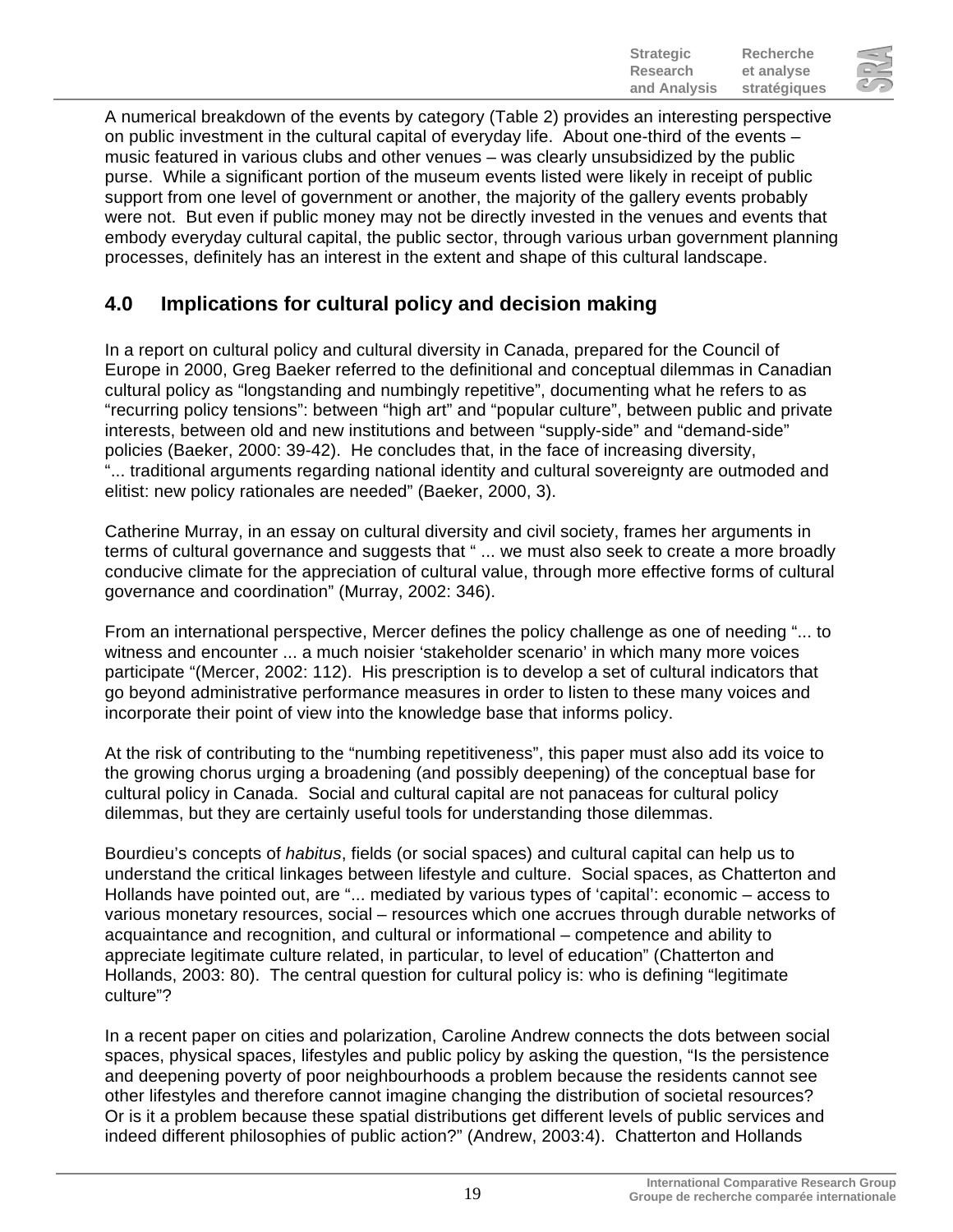A numerical breakdown of the events by category (Table 2) provides an interesting perspective on public investment in the cultural capital of everyday life. About one-third of the events – music featured in various clubs and other venues – was clearly unsubsidized by the public purse. While a significant portion of the museum events listed were likely in receipt of public support from one level of government or another, the majority of the gallery events probably were not. But even if public money may not be directly invested in the venues and events that embody everyday cultural capital, the public sector, through various urban government planning processes, definitely has an interest in the extent and shape of this cultural landscape.

## 4.0 Implications for cultural policy and decision making

In a report on cultural policy and cultural diversity in Canada, prepared for the Council of Europe in 2000, Greg Baeker referred to the definitional and conceptual dilemmas in Canadian cultural policy as "longstanding and numbingly repetitive", documenting what he refers to as "recurring policy tensions": between "high art" and "popular culture", between public and private interests, between old and new institutions and between "supply-side" and "demand-side" policies (Baeker, 2000: 39-42). He concludes that, in the face of increasing diversity, "... traditional arguments regarding national identity and cultural sovereignty are outmoded and elitist: new policy rationales are needed" (Baeker, 2000, 3).

Catherine Murray, in an essay on cultural diversity and civil society, frames her arguments in terms of cultural governance and suggests that " ... we must also seek to create a more broadly conducive climate for the appreciation of cultural value, through more effective forms of cultural governance and coordination" (Murray, 2002: 346).

From an international perspective, Mercer defines the policy challenge as one of needing "... to witness and encounter ... a much noisier 'stakeholder scenario' in which many more voices participate "(Mercer, 2002: 112). His prescription is to develop a set of cultural indicators that go beyond administrative performance measures in order to listen to these many voices and incorporate their point of view into the knowledge base that informs policy.

At the risk of contributing to the "numbing repetitiveness", this paper must also add its voice to the growing chorus urging a broadening (and possibly deepening) of the conceptual base for cultural policy in Canada. Social and cultural capital are not panaceas for cultural policy dilemmas, but they are certainly useful tools for understanding those dilemmas.

Bourdieu's concepts of *habitus*, fields (or social spaces) and cultural capital can help us to understand the critical linkages between lifestyle and culture. Social spaces, as Chatterton and Hollands have pointed out, are "... mediated by various types of 'capital': economic – access to various monetary resources, social – resources which one accrues through durable networks of acquaintance and recognition, and cultural or informational – competence and ability to appreciate legitimate culture related, in particular, to level of education" (Chatterton and Hollands, 2003: 80). The central question for cultural policy is: who is defining "legitimate culture"?

In a recent paper on cities and polarization, Caroline Andrew connects the dots between social spaces, physical spaces, lifestyles and public policy by asking the question, "Is the persistence and deepening poverty of poor neighbourhoods a problem because the residents cannot see other lifestyles and therefore cannot imagine changing the distribution of societal resources? Or is it a problem because these spatial distributions get different levels of public services and indeed different philosophies of public action?" (Andrew, 2003:4). Chatterton and Hollands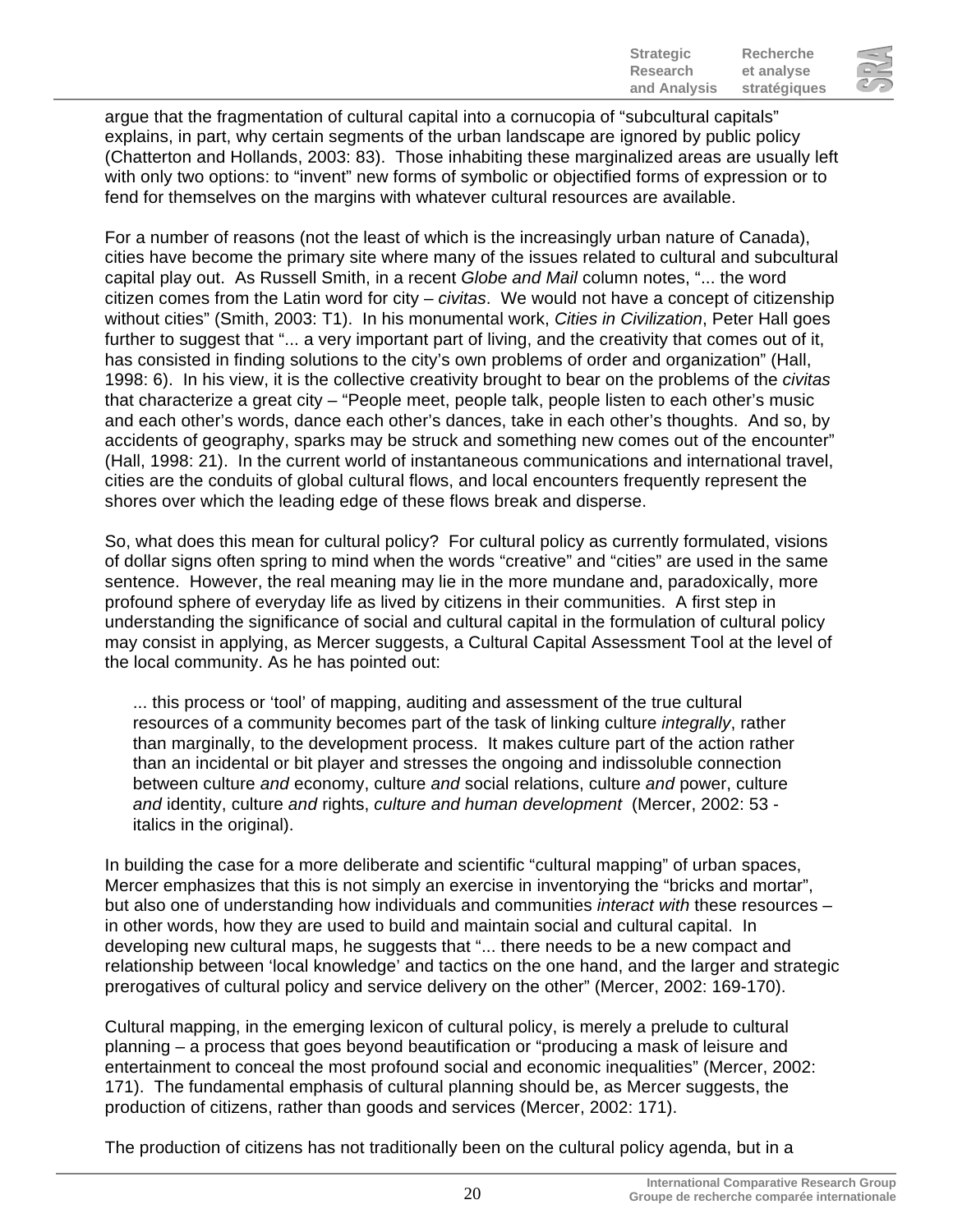argue that the fragmentation of cultural capital into a cornucopia of “subcultural capitals” explains, in part, why certain segments of the urban landscape are ignored by public policy (Chatterton and Hollands, 2003: 83). Those inhabiting these marginalized areas are usually left with only two options: to “invent” new forms of symbolic or objectified forms of expression or to fend for themselves on the margins with whatever cultural resources are available.

For a number of reasons (not the least of which is the increasingly urban nature of Canada), cities have become the primary site where many of the issues related to cultural and subcultural capital play out. As Russell Smith, in a recent *Globe and Mail* column notes, “... the word citizen comes from the Latin word for city – *civitas*. We would not have a concept of citizenship without cities” (Smith, 2003: T1). In his monumental work, *Cities in Civilization*, Peter Hall goes further to suggest that “... a very important part of living, and the creativity that comes out of it, has consisted in finding solutions to the city’s own problems of order and organization” (Hall, 1998: 6). In his view, it is the collective creativity brought to bear on the problems of the *civitas* that characterize a great city – “People meet, people talk, people listen to each other’s music and each other’s words, dance each other’s dances, take in each other’s thoughts. And so, by accidents of geography, sparks may be struck and something new comes out of the encounter” (Hall, 1998: 21). In the current world of instantaneous communications and international travel, cities are the conduits of global cultural flows, and local encounters frequently represent the shores over which the leading edge of these flows break and disperse.

So, what does this mean for cultural policy? For cultural policy as currently formulated, visions of dollar signs often spring to mind when the words “creative” and “cities” are used in the same sentence. However, the real meaning may lie in the more mundane and, paradoxically, more profound sphere of everyday life as lived by citizens in their communities. A first step in understanding the significance of social and cultural capital in the formulation of cultural policy may consist in applying, as Mercer suggests, a Cultural Capital Assessment Tool at the level of the local community. As he has pointed out:

> ... this process or ‘tool’ of mapping, auditing and assessment of the true cultural resources of a community becomes part of the task of linking culture *integrally*, rather than marginally, to the development process. It makes culture part of the action rather than an incidental or bit player and stresses the ongoing and indissoluble connection between culture *and* economy, culture *and* social relations, culture *and* power, culture *and* identity, culture *and* rights, *culture and human development* (Mercer, 2002: 53 - italics in the original).

In building the case for a more deliberate and scientific “cultural mapping” of urban spaces, Mercer emphasizes that this is not simply an exercise in inventorying the “bricks and mortar”, but also one of understanding how individuals and communities *interact with* these resources – in other words, how they are used to build and maintain social and cultural capital. In developing new cultural maps, he suggests that “... there needs to be a new compact and relationship between ‘local knowledge’ and tactics on the one hand, and the larger and strategic prerogatives of cultural policy and service delivery on the other” (Mercer, 2002: 169-170).

Cultural mapping, in the emerging lexicon of cultural policy, is merely a prelude to cultural planning – a process that goes beyond beautification or “producing a mask of leisure and entertainment to conceal the most profound social and economic inequalities” (Mercer, 2002: 171). The fundamental emphasis of cultural planning should be, as Mercer suggests, the production of citizens, rather than goods and services (Mercer, 2002: 171).

The production of citizens has not traditionally been on the cultural policy agenda, but in a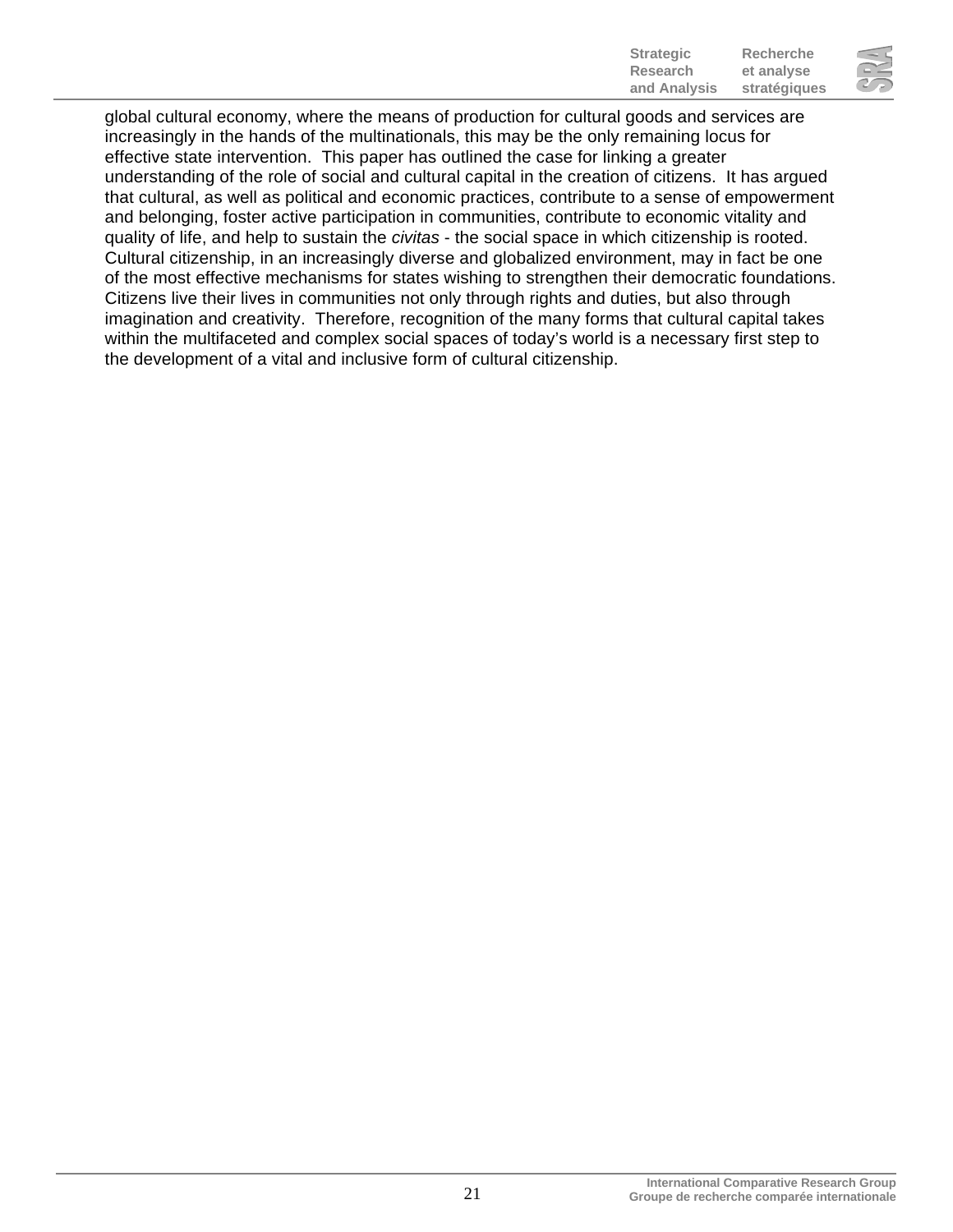global cultural economy, where the means of production for cultural goods and services are increasingly in the hands of the multinationals, this may be the only remaining locus for effective state intervention. This paper has outlined the case for linking a greater understanding of the role of social and cultural capital in the creation of citizens. It has argued that cultural, as well as political and economic practices, contribute to a sense of empowerment and belonging, foster active participation in communities, contribute to economic vitality and quality of life, and help to sustain the *civitas* - the social space in which citizenship is rooted. Cultural citizenship, in an increasingly diverse and globalized environment, may in fact be one of the most effective mechanisms for states wishing to strengthen their democratic foundations. Citizens live their lives in communities not only through rights and duties, but also through imagination and creativity. Therefore, recognition of the many forms that cultural capital takes within the multifaceted and complex social spaces of today's world is a necessary first step to the development of a vital and inclusive form of cultural citizenship.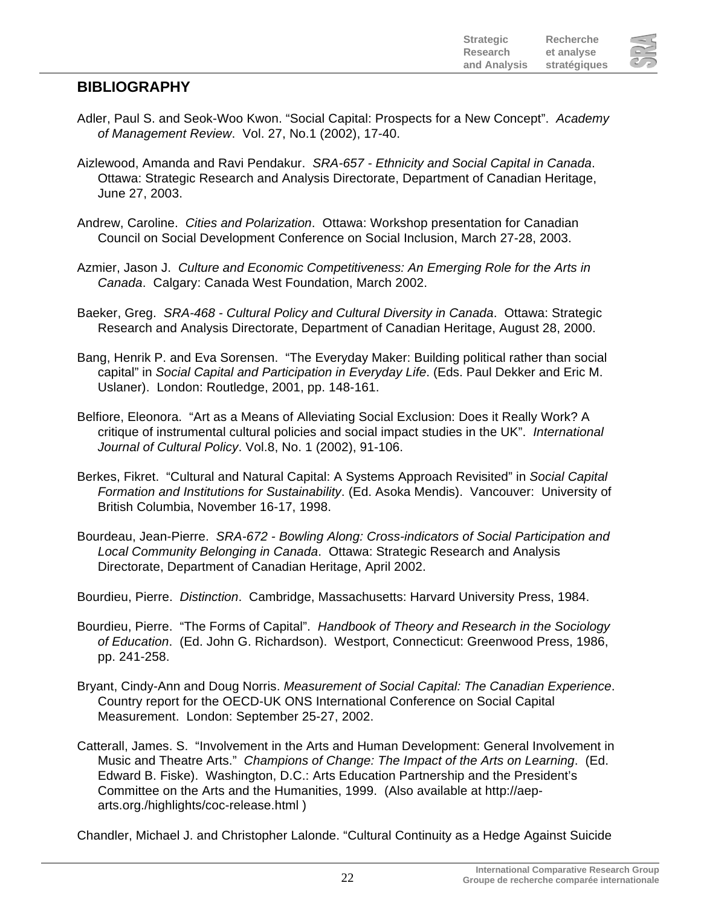## BIBLIOGRAPHY

Adler, Paul S. and Seok-Woo Kwon. "Social Capital: Prospects for a New Concept". *Academy of Management Review*. Vol. 27, No.1 (2002), 17-40.

Aizlewood, Amanda and Ravi Pendakur. *SRA-657 - Ethnicity and Social Capital in Canada*. Ottawa: Strategic Research and Analysis Directorate, Department of Canadian Heritage, June 27, 2003.

Andrew, Caroline. *Cities and Polarization*. Ottawa: Workshop presentation for Canadian Council on Social Development Conference on Social Inclusion, March 27-28, 2003.

Azmier, Jason J. *Culture and Economic Competitiveness: An Emerging Role for the Arts in Canada*. Calgary: Canada West Foundation, March 2002.

Baeker, Greg. *SRA-468 - Cultural Policy and Cultural Diversity in Canada*. Ottawa: Strategic Research and Analysis Directorate, Department of Canadian Heritage, August 28, 2000.

Bang, Henrik P. and Eva Sorensen. "The Everyday Maker: Building political rather than social capital" in *Social Capital and Participation in Everyday Life*. (Eds. Paul Dekker and Eric M. Uslaner). London: Routledge, 2001, pp. 148-161.

Belfiore, Eleonora. "Art as a Means of Alleviating Social Exclusion: Does it Really Work? A critique of instrumental cultural policies and social impact studies in the UK". *International Journal of Cultural Policy*. Vol.8, No. 1 (2002), 91-106.

Berkes, Fikret. "Cultural and Natural Capital: A Systems Approach Revisited" in *Social Capital Formation and Institutions for Sustainability*. (Ed. Asoka Mendis). Vancouver: University of British Columbia, November 16-17, 1998.

Bourdeau, Jean-Pierre. *SRA-672 - Bowling Along: Cross-indicators of Social Participation and Local Community Belonging in Canada*. Ottawa: Strategic Research and Analysis Directorate, Department of Canadian Heritage, April 2002.

Bourdieu, Pierre. *Distinction*. Cambridge, Massachusetts: Harvard University Press, 1984.

Bourdieu, Pierre. "The Forms of Capital". *Handbook of Theory and Research in the Sociology of Education*. (Ed. John G. Richardson). Westport, Connecticut: Greenwood Press, 1986, pp. 241-258.

Bryant, Cindy-Ann and Doug Norris. *Measurement of Social Capital: The Canadian Experience*. Country report for the OECD-UK ONS International Conference on Social Capital Measurement. London: September 25-27, 2002.

Catterall, James. S. "Involvement in the Arts and Human Development: General Involvement in Music and Theatre Arts." *Champions of Change: The Impact of the Arts on Learning*. (Ed. Edward B. Fiske). Washington, D.C.: Arts Education Partnership and the President's Committee on the Arts and the Humanities, 1999. (Also available at http://aep-arts.org./highlights/coc-release.html )

Chandler, Michael J. and Christopher Lalonde. "Cultural Continuity as a Hedge Against Suicide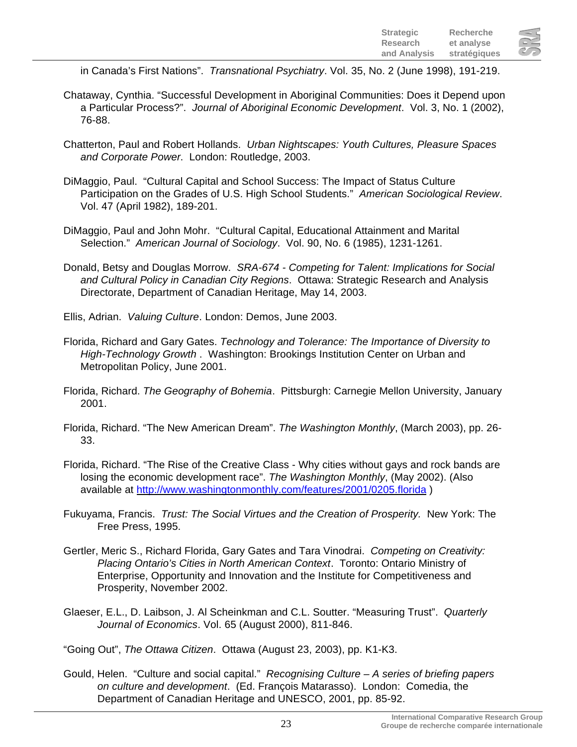in Canada's First Nations". *Transnational Psychiatry*. Vol. 35, No. 2 (June 1998), 191-219.

Chataway, Cynthia. "Successful Development in Aboriginal Communities: Does it Depend upon a Particular Process?". *Journal of Aboriginal Economic Development*. Vol. 3, No. 1 (2002), 76-88.

Chatterton, Paul and Robert Hollands. *Urban Nightscapes: Youth Cultures, Pleasure Spaces and Corporate Power.* London: Routledge, 2003.

DiMaggio, Paul. "Cultural Capital and School Success: The Impact of Status Culture Participation on the Grades of U.S. High School Students." *American Sociological Review*. Vol. 47 (April 1982), 189-201.

DiMaggio, Paul and John Mohr. "Cultural Capital, Educational Attainment and Marital Selection." *American Journal of Sociology*. Vol. 90, No. 6 (1985), 1231-1261.

Donald, Betsy and Douglas Morrow. *SRA-674 - Competing for Talent: Implications for Social and Cultural Policy in Canadian City Regions*. Ottawa: Strategic Research and Analysis Directorate, Department of Canadian Heritage, May 14, 2003.

Ellis, Adrian. *Valuing Culture*. London: Demos, June 2003.

Florida, Richard and Gary Gates. *Technology and Tolerance: The Importance of Diversity to High-Technology Growth* . Washington: Brookings Institution Center on Urban and Metropolitan Policy, June 2001.

Florida, Richard. *The Geography of Bohemia*. Pittsburgh: Carnegie Mellon University, January 2001.

Florida, Richard. "The New American Dream". *The Washington Monthly*, (March 2003), pp. 26-33.

Florida, Richard. "The Rise of the Creative Class - Why cities without gays and rock bands are losing the economic development race". *The Washington Monthly*, (May 2002). (Also available at http://www.washingtonmonthly.com/features/2001/0205.florida )

Fukuyama, Francis. *Trust: The Social Virtues and the Creation of Prosperity.* New York: The Free Press, 1995.

Gertler, Meric S., Richard Florida, Gary Gates and Tara Vinodrai. *Competing on Creativity: Placing Ontario's Cities in North American Context*. Toronto: Ontario Ministry of Enterprise, Opportunity and Innovation and the Institute for Competitiveness and Prosperity, November 2002.

Glaeser, E.L., D. Laibson, J. Al Scheinkman and C.L. Soutter. "Measuring Trust". *Quarterly Journal of Economics*. Vol. 65 (August 2000), 811-846.

"Going Out", *The Ottawa Citizen*. Ottawa (August 23, 2003), pp. K1-K3.

Gould, Helen. "Culture and social capital." *Recognising Culture – A series of briefing papers on culture and development*. (Ed. François Matarasso). London: Comedia, the Department of Canadian Heritage and UNESCO, 2001, pp. 85-92.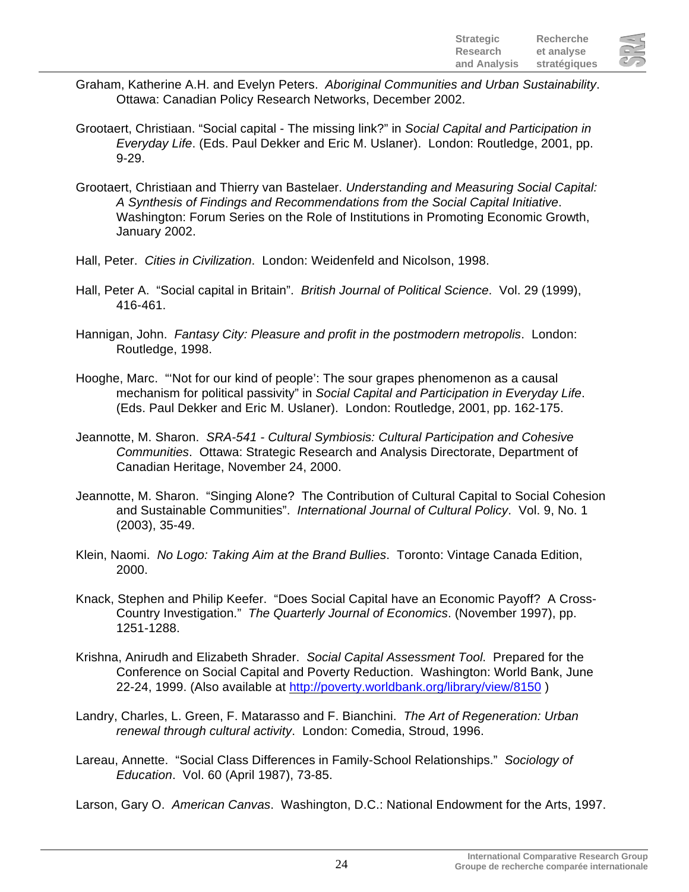Graham, Katherine A.H. and Evelyn Peters. *Aboriginal Communities and Urban Sustainability*. Ottawa: Canadian Policy Research Networks, December 2002.

Grootaert, Christiaan. "Social capital - The missing link?" in *Social Capital and Participation in Everyday Life*. (Eds. Paul Dekker and Eric M. Uslaner). London: Routledge, 2001, pp. 9-29.

Grootaert, Christiaan and Thierry van Bastelaer. *Understanding and Measuring Social Capital: A Synthesis of Findings and Recommendations from the Social Capital Initiative*. Washington: Forum Series on the Role of Institutions in Promoting Economic Growth, January 2002.

Hall, Peter. *Cities in Civilization*. London: Weidenfeld and Nicolson, 1998.

Hall, Peter A. "Social capital in Britain". *British Journal of Political Science*. Vol. 29 (1999), 416-461.

Hannigan, John. *Fantasy City: Pleasure and profit in the postmodern metropolis*. London: Routledge, 1998.

Hooghe, Marc. "'Not for our kind of people': The sour grapes phenomenon as a causal mechanism for political passivity" in *Social Capital and Participation in Everyday Life*. (Eds. Paul Dekker and Eric M. Uslaner). London: Routledge, 2001, pp. 162-175.

Jeannotte, M. Sharon. *SRA-541 - Cultural Symbiosis: Cultural Participation and Cohesive Communities*. Ottawa: Strategic Research and Analysis Directorate, Department of Canadian Heritage, November 24, 2000.

Jeannotte, M. Sharon. "Singing Alone? The Contribution of Cultural Capital to Social Cohesion and Sustainable Communities". *International Journal of Cultural Policy*. Vol. 9, No. 1 (2003), 35-49.

Klein, Naomi. *No Logo: Taking Aim at the Brand Bullies*. Toronto: Vintage Canada Edition, 2000.

Knack, Stephen and Philip Keefer. "Does Social Capital have an Economic Payoff? A Cross-Country Investigation." *The Quarterly Journal of Economics*. (November 1997), pp. 1251-1288.

Krishna, Anirudh and Elizabeth Shrader. *Social Capital Assessment Tool.* Prepared for the Conference on Social Capital and Poverty Reduction. Washington: World Bank, June 22-24, 1999. (Also available at http://poverty.worldbank.org/library/view/8150 )

Landry, Charles, L. Green, F. Matarasso and F. Bianchini. *The Art of Regeneration: Urban renewal through cultural activity*. London: Comedia, Stroud, 1996.

Lareau, Annette. "Social Class Differences in Family-School Relationships." *Sociology of Education*. Vol. 60 (April 1987), 73-85.

Larson, Gary O. *American Canvas*. Washington, D.C.: National Endowment for the Arts, 1997.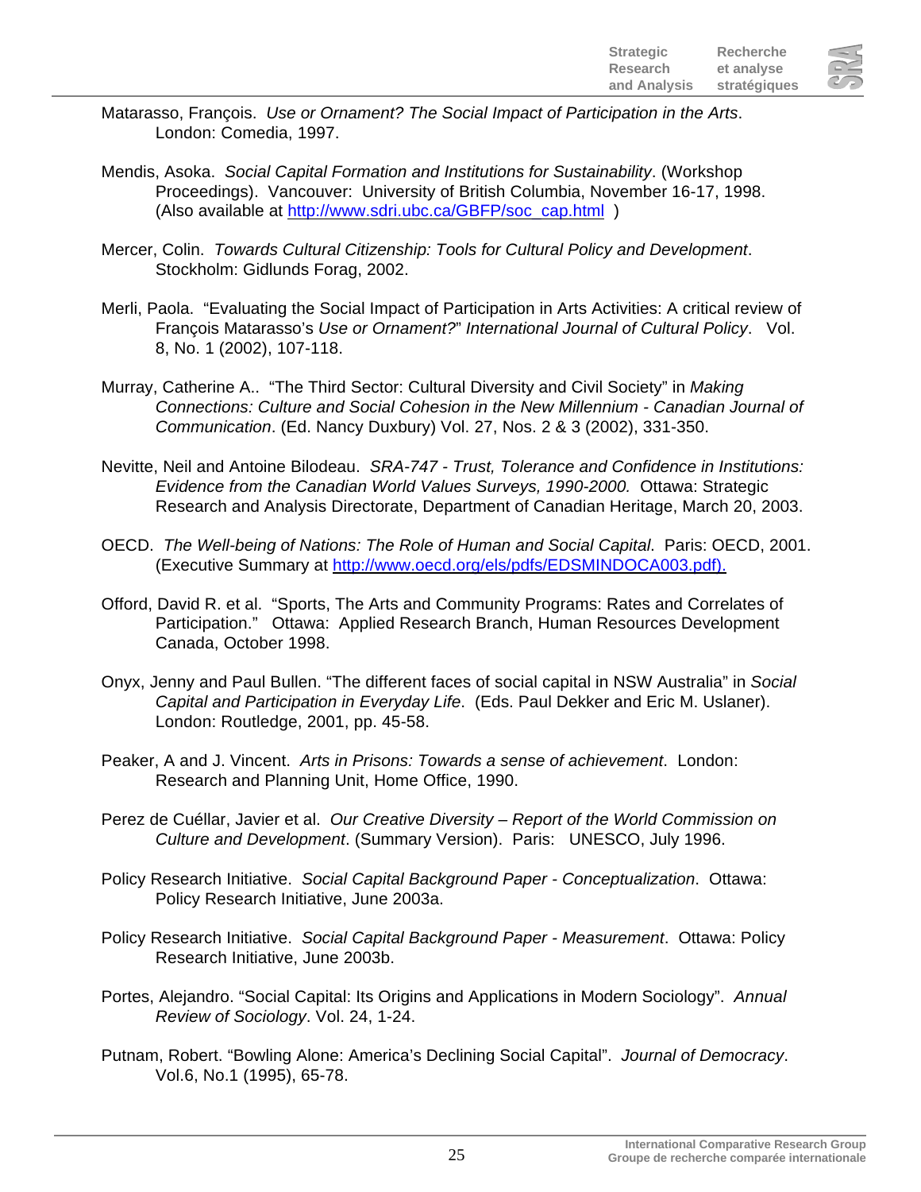Matarasso, François. *Use or Ornament? The Social Impact of Participation in the Arts*. London: Comedia, 1997.

Mendis, Asoka. *Social Capital Formation and Institutions for Sustainability*. (Workshop Proceedings). Vancouver: University of British Columbia, November 16-17, 1998. (Also available at http://www.sdri.ubc.ca/GBFP/soc_cap.html )

Mercer, Colin. *Towards Cultural Citizenship: Tools for Cultural Policy and Development*. Stockholm: Gidlunds Forag, 2002.

Merli, Paola. "Evaluating the Social Impact of Participation in Arts Activities: A critical review of François Matarasso's *Use or Ornament?*" *International Journal of Cultural Policy*. Vol. 8, No. 1 (2002), 107-118.

Murray, Catherine A.. "The Third Sector: Cultural Diversity and Civil Society" in *Making Connections: Culture and Social Cohesion in the New Millennium - Canadian Journal of Communication*. (Ed. Nancy Duxbury) Vol. 27, Nos. 2 & 3 (2002), 331-350.

Nevitte, Neil and Antoine Bilodeau. *SRA-747 - Trust, Tolerance and Confidence in Institutions: Evidence from the Canadian World Values Surveys, 1990-2000.* Ottawa: Strategic Research and Analysis Directorate, Department of Canadian Heritage, March 20, 2003.

OECD. *The Well-being of Nations: The Role of Human and Social Capital*. Paris: OECD, 2001. (Executive Summary at http://www.oecd.org/els/pdfs/EDSMINDOCA003.pdf).

Offord, David R. et al. "Sports, The Arts and Community Programs: Rates and Correlates of Participation." Ottawa: Applied Research Branch, Human Resources Development Canada, October 1998.

Onyx, Jenny and Paul Bullen. "The different faces of social capital in NSW Australia" in *Social Capital and Participation in Everyday Life*. (Eds. Paul Dekker and Eric M. Uslaner). London: Routledge, 2001, pp. 45-58.

Peaker, A and J. Vincent. *Arts in Prisons: Towards a sense of achievement*. London: Research and Planning Unit, Home Office, 1990.

Perez de Cuéllar, Javier et al. *Our Creative Diversity – Report of the World Commission on Culture and Development*. (Summary Version). Paris: UNESCO, July 1996.

Policy Research Initiative. *Social Capital Background Paper - Conceptualization*. Ottawa: Policy Research Initiative, June 2003a.

Policy Research Initiative. *Social Capital Background Paper - Measurement*. Ottawa: Policy Research Initiative, June 2003b.

Portes, Alejandro. "Social Capital: Its Origins and Applications in Modern Sociology". *Annual Review of Sociology*. Vol. 24, 1-24.

Putnam, Robert. "Bowling Alone: America's Declining Social Capital". *Journal of Democracy*. Vol.6, No.1 (1995), 65-78.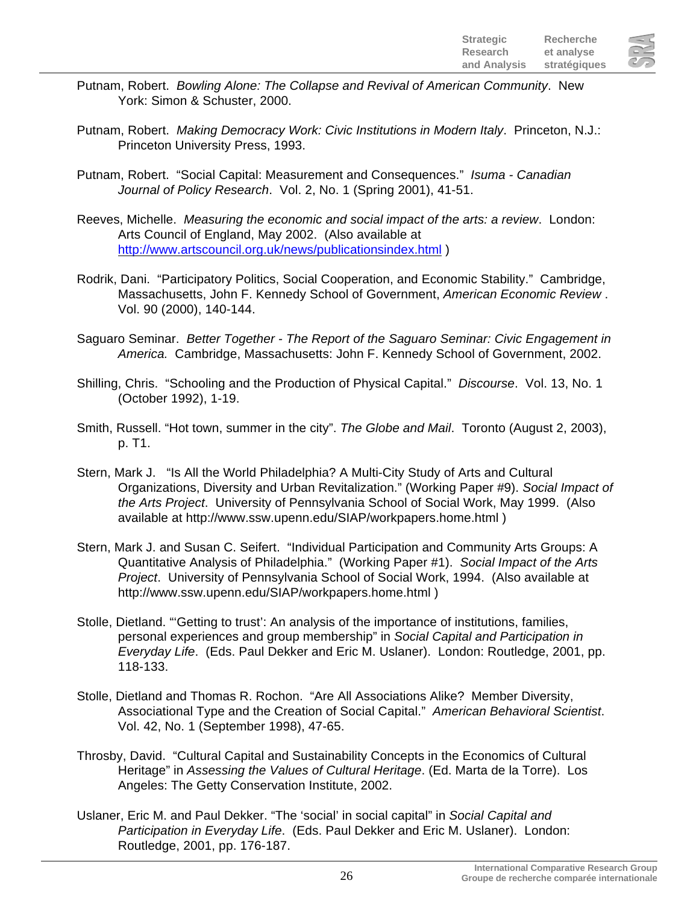Putnam, Robert. *Bowling Alone: The Collapse and Revival of American Community*. New York: Simon & Schuster, 2000.

Putnam, Robert. *Making Democracy Work: Civic Institutions in Modern Italy*. Princeton, N.J.: Princeton University Press, 1993.

Putnam, Robert. "Social Capital: Measurement and Consequences." *Isuma - Canadian Journal of Policy Research*. Vol. 2, No. 1 (Spring 2001), 41-51.

Reeves, Michelle. *Measuring the economic and social impact of the arts: a review*. London: Arts Council of England, May 2002. (Also available at http://www.artscouncil.org.uk/news/publicationsindex.html )

Rodrik, Dani. "Participatory Politics, Social Cooperation, and Economic Stability." Cambridge, Massachusetts, John F. Kennedy School of Government, *American Economic Review* . Vol. 90 (2000), 140-144.

Saguaro Seminar. *Better Together - The Report of the Saguaro Seminar: Civic Engagement in America.* Cambridge, Massachusetts: John F. Kennedy School of Government, 2002.

Shilling, Chris. "Schooling and the Production of Physical Capital." *Discourse*. Vol. 13, No. 1 (October 1992), 1-19.

Smith, Russell. "Hot town, summer in the city". *The Globe and Mail*. Toronto (August 2, 2003), p. T1.

Stern, Mark J. "Is All the World Philadelphia? A Multi-City Study of Arts and Cultural Organizations, Diversity and Urban Revitalization." (Working Paper #9). *Social Impact of the Arts Project*. University of Pennsylvania School of Social Work, May 1999. (Also available at http://www.ssw.upenn.edu/SIAP/workpapers.home.html )

Stern, Mark J. and Susan C. Seifert. "Individual Participation and Community Arts Groups: A Quantitative Analysis of Philadelphia." (Working Paper #1). *Social Impact of the Arts Project*. University of Pennsylvania School of Social Work, 1994. (Also available at http://www.ssw.upenn.edu/SIAP/workpapers.home.html )

Stolle, Dietland. "'Getting to trust': An analysis of the importance of institutions, families, personal experiences and group membership" in *Social Capital and Participation in Everyday Life*. (Eds. Paul Dekker and Eric M. Uslaner). London: Routledge, 2001, pp. 118-133.

Stolle, Dietland and Thomas R. Rochon. "Are All Associations Alike? Member Diversity, Associational Type and the Creation of Social Capital." *American Behavioral Scientist*. Vol. 42, No. 1 (September 1998), 47-65.

Throsby, David. "Cultural Capital and Sustainability Concepts in the Economics of Cultural Heritage" in *Assessing the Values of Cultural Heritage*. (Ed. Marta de la Torre). Los Angeles: The Getty Conservation Institute, 2002.

Uslaner, Eric M. and Paul Dekker. "The 'social' in social capital" in *Social Capital and Participation in Everyday Life*. (Eds. Paul Dekker and Eric M. Uslaner). London: Routledge, 2001, pp. 176-187.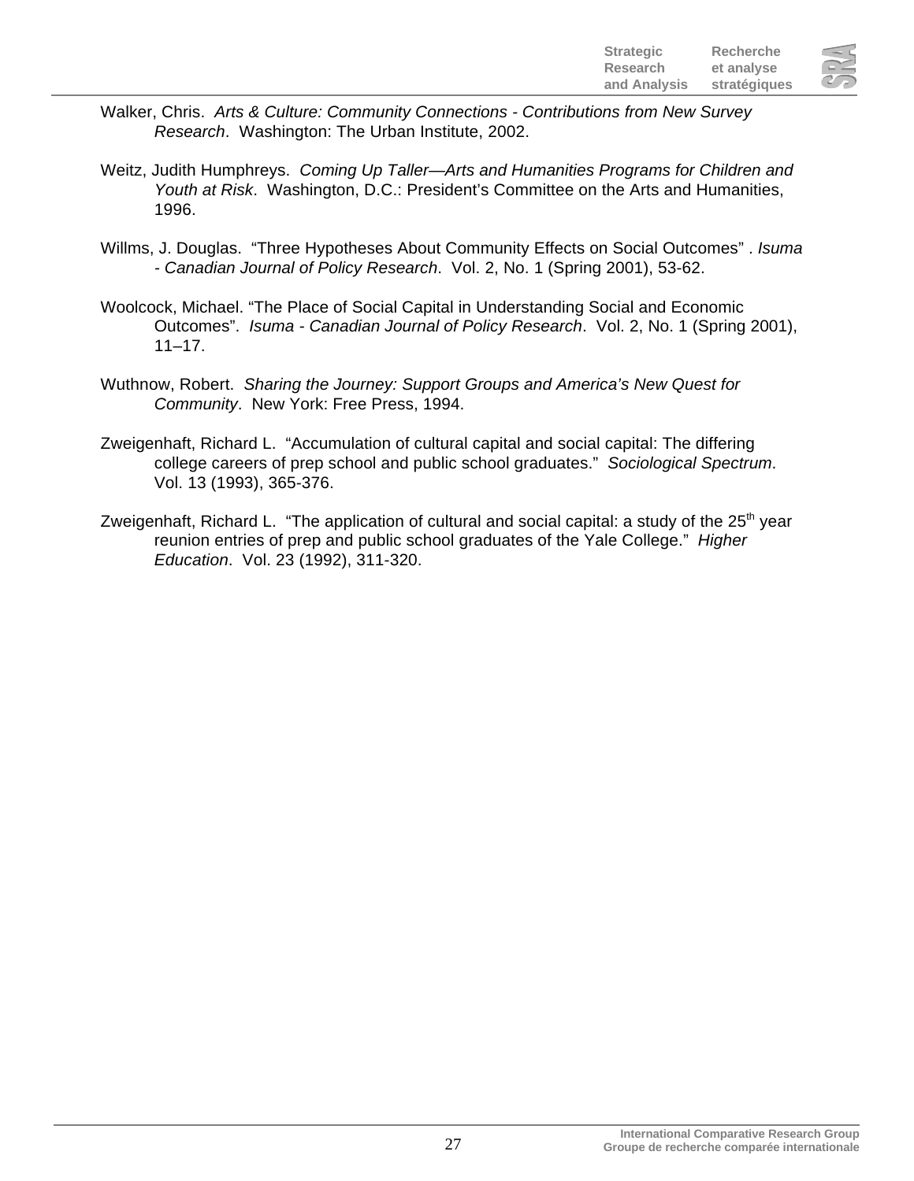Walker, Chris. *Arts & Culture: Community Connections - Contributions from New Survey Research*. Washington: The Urban Institute, 2002.

Weitz, Judith Humphreys. *Coming Up Taller—Arts and Humanities Programs for Children and Youth at Risk*. Washington, D.C.: President's Committee on the Arts and Humanities, 1996.

Willms, J. Douglas. "Three Hypotheses About Community Effects on Social Outcomes" . *Isuma - Canadian Journal of Policy Research*. Vol. 2, No. 1 (Spring 2001), 53-62.

Woolcock, Michael. "The Place of Social Capital in Understanding Social and Economic Outcomes". *Isuma - Canadian Journal of Policy Research*. Vol. 2, No. 1 (Spring 2001), 11–17.

Wuthnow, Robert. *Sharing the Journey: Support Groups and America's New Quest for Community*. New York: Free Press, 1994.

Zweigenhaft, Richard L. "Accumulation of cultural capital and social capital: The differing college careers of prep school and public school graduates." *Sociological Spectrum*. Vol. 13 (1993), 365-376.

Zweigenhaft, Richard L. "The application of cultural and social capital: a study of the 25th year reunion entries of prep and public school graduates of the Yale College." *Higher Education*. Vol. 23 (1992), 311-320.